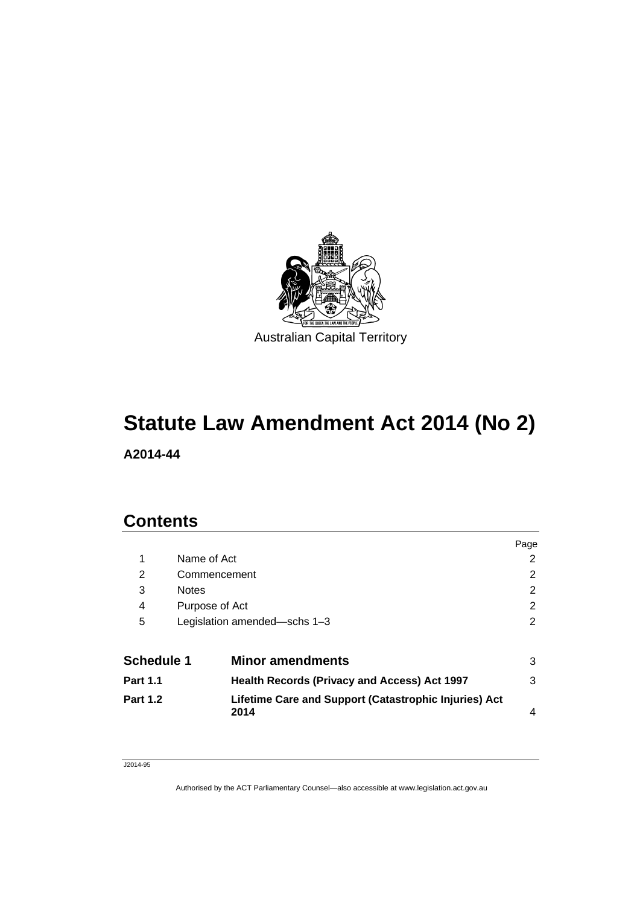Australian Capital Territory

# Statute Law Amendment Act 2014 (No 2)

**A2014-44**

## Contents

| | | Page |
|---|---|---|
| 1 | Name of Act | 2 |
| 2 | Commencement | 2 |
| 3 | Notes | 2 |
| 4 | Purpose of Act | 2 |
| 5 | Legislation amended—schs 1–3 | 2 |
| **Schedule 1** | **Minor amendments** | 3 |
| **Part 1.1** | **Health Records (Privacy and Access) Act 1997** | 3 |
| **Part 1.2** | **Lifetime Care and Support (Catastrophic Injuries) Act 2014** | 4 |

J2014-95

Authorised by the ACT Parliamentary Counsel—also accessible at www.legislation.act.gov.au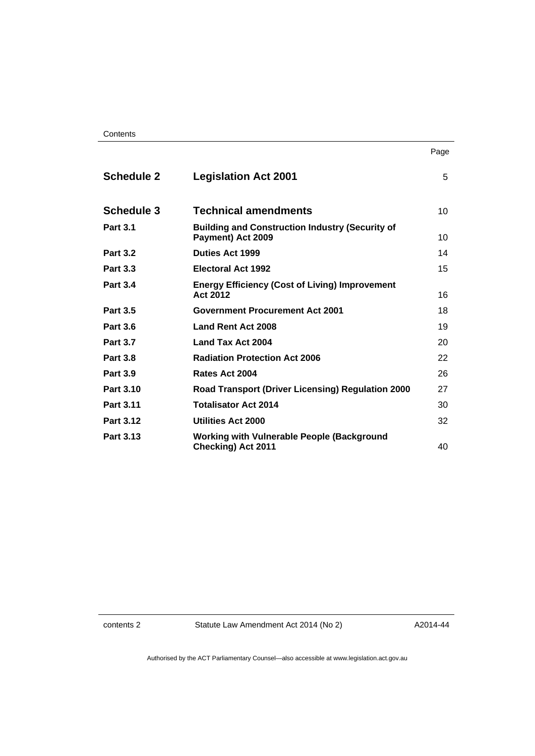| | | Page |
|---|---|---|
| **Schedule 2** | **Legislation Act 2001** | 5 |
| **Schedule 3** | **Technical amendments** | 10 |
| **Part 3.1** | **Building and Construction Industry (Security of Payment) Act 2009** | 10 |
| **Part 3.2** | **Duties Act 1999** | 14 |
| **Part 3.3** | **Electoral Act 1992** | 15 |
| **Part 3.4** | **Energy Efficiency (Cost of Living) Improvement Act 2012** | 16 |
| **Part 3.5** | **Government Procurement Act 2001** | 18 |
| **Part 3.6** | **Land Rent Act 2008** | 19 |
| **Part 3.7** | **Land Tax Act 2004** | 20 |
| **Part 3.8** | **Radiation Protection Act 2006** | 22 |
| **Part 3.9** | **Rates Act 2004** | 26 |
| **Part 3.10** | **Road Transport (Driver Licensing) Regulation 2000** | 27 |
| **Part 3.11** | **Totalisator Act 2014** | 30 |
| **Part 3.12** | **Utilities Act 2000** | 32 |
| **Part 3.13** | **Working with Vulnerable People (Background Checking) Act 2011** | 40 |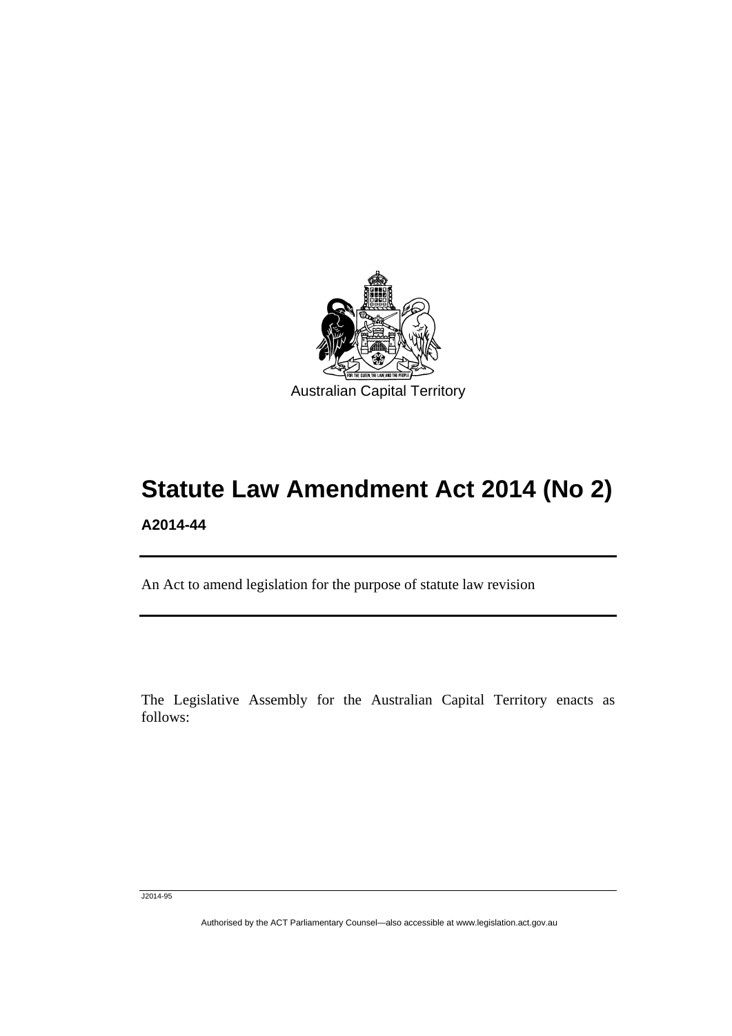Australian Capital Territory

# Statute Law Amendment Act 2014 (No 2)

**A2014-44**

An Act to amend legislation for the purpose of statute law revision

The Legislative Assembly for the Australian Capital Territory enacts as follows:

J2014-95

Authorised by the ACT Parliamentary Counsel—also accessible at www.legislation.act.gov.au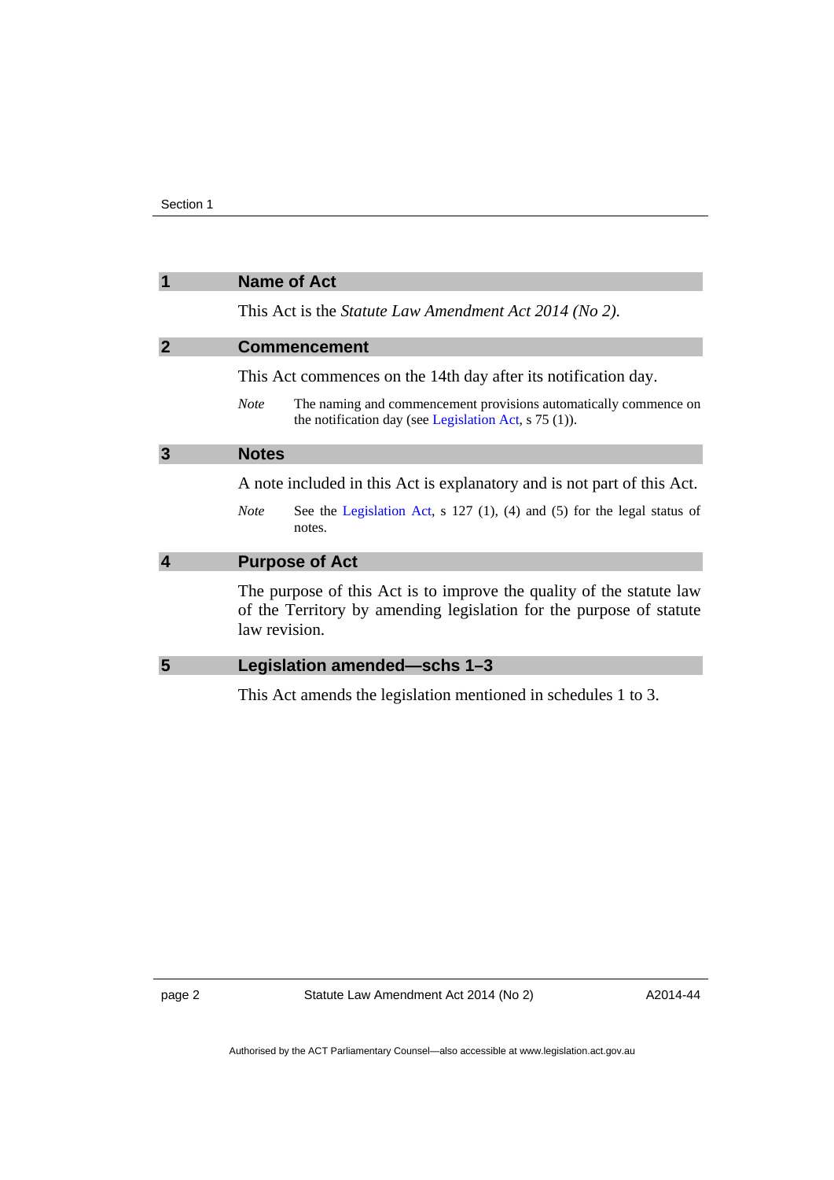## 1 Name of Act

This Act is the *Statute Law Amendment Act 2014 (No 2)*.

## 2 Commencement

This Act commences on the 14th day after its notification day.

*Note* The naming and commencement provisions automatically commence on the notification day (see Legislation Act, s 75 (1)).

## 3 Notes

A note included in this Act is explanatory and is not part of this Act.

*Note* See the Legislation Act, s 127 (1), (4) and (5) for the legal status of notes.

## 4 Purpose of Act

The purpose of this Act is to improve the quality of the statute law of the Territory by amending legislation for the purpose of statute law revision.

## 5 Legislation amended—schs 1–3

This Act amends the legislation mentioned in schedules 1 to 3.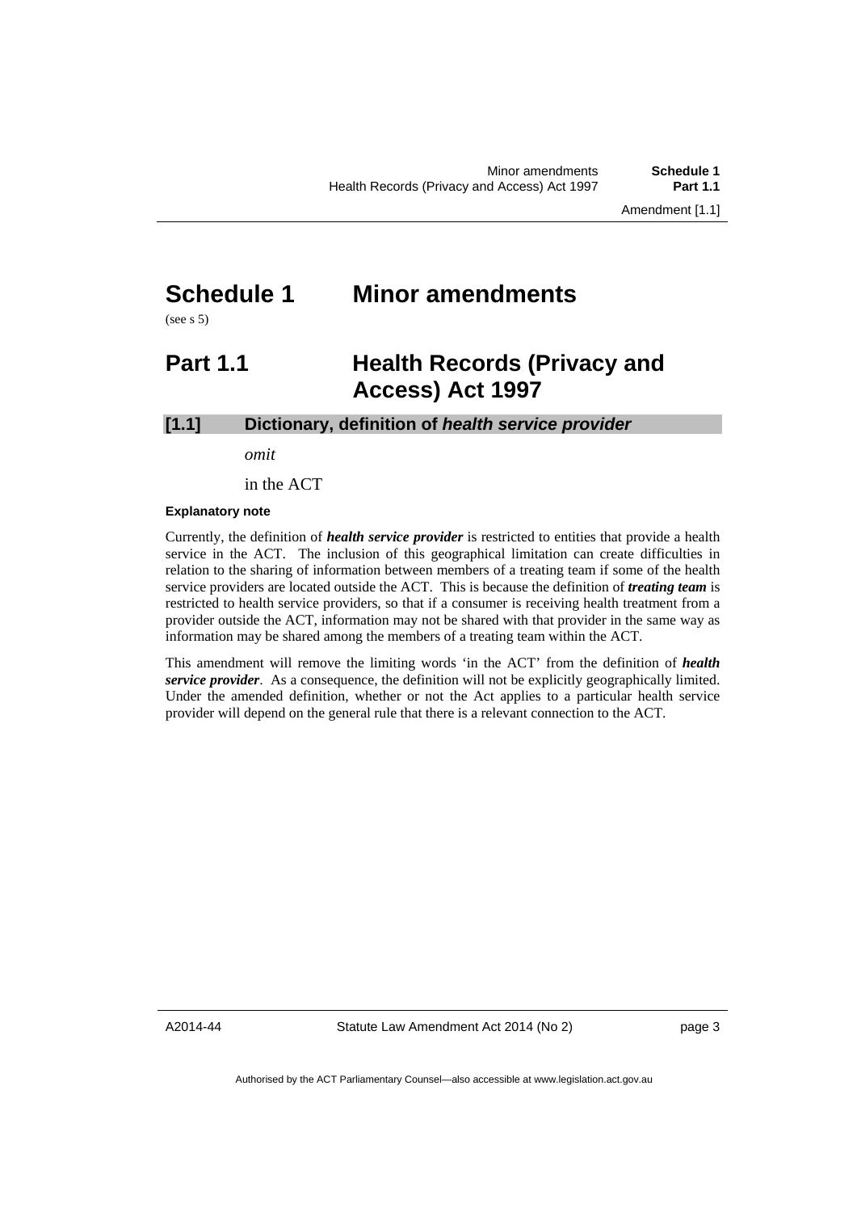# Schedule 1 Minor amendments

(see s 5)

## Part 1.1 Health Records (Privacy and Access) Act 1997

### [1.1] Dictionary, definition of *health service provider*

*omit*

in the ACT

#### Explanatory note

Currently, the definition of ***health service provider*** is restricted to entities that provide a health service in the ACT. The inclusion of this geographical limitation can create difficulties in relation to the sharing of information between members of a treating team if some of the health service providers are located outside the ACT. This is because the definition of ***treating team*** is restricted to health service providers, so that if a consumer is receiving health treatment from a provider outside the ACT, information may not be shared with that provider in the same way as information may be shared among the members of a treating team within the ACT.

This amendment will remove the limiting words 'in the ACT' from the definition of ***health service provider***. As a consequence, the definition will not be explicitly geographically limited. Under the amended definition, whether or not the Act applies to a particular health service provider will depend on the general rule that there is a relevant connection to the ACT.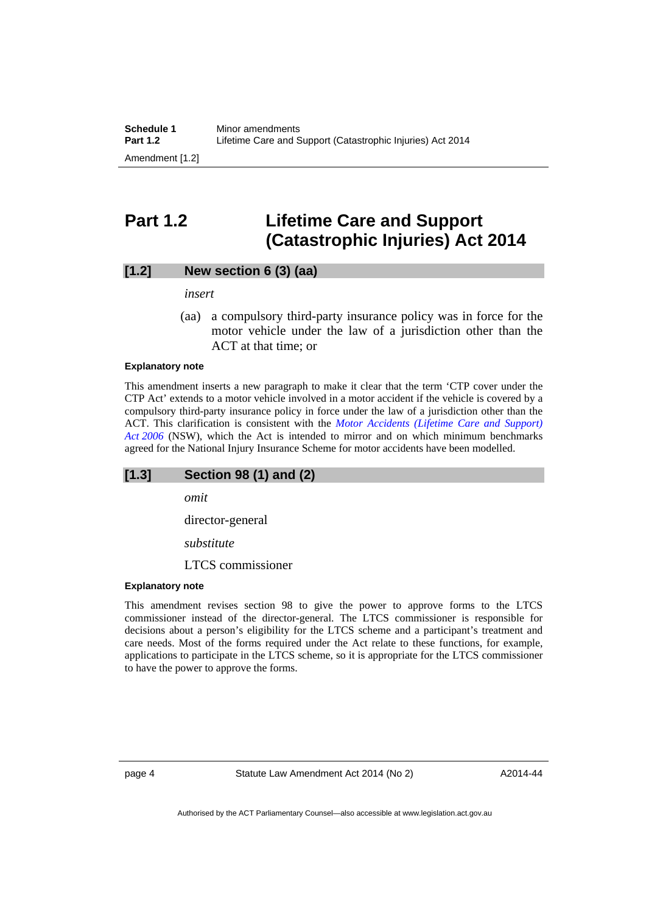## Part 1.2 Lifetime Care and Support (Catastrophic Injuries) Act 2014

### [1.2] New section 6 (3) (aa)

*insert*

(aa) a compulsory third-party insurance policy was in force for the motor vehicle under the law of a jurisdiction other than the ACT at that time; or

#### Explanatory note

This amendment inserts a new paragraph to make it clear that the term 'CTP cover under the CTP Act' extends to a motor vehicle involved in a motor accident if the vehicle is covered by a compulsory third-party insurance policy in force under the law of a jurisdiction other than the ACT. This clarification is consistent with the *Motor Accidents (Lifetime Care and Support) Act 2006* (NSW), which the Act is intended to mirror and on which minimum benchmarks agreed for the National Injury Insurance Scheme for motor accidents have been modelled.

### [1.3] Section 98 (1) and (2)

*omit*

director-general

*substitute*

LTCS commissioner

#### Explanatory note

This amendment revises section 98 to give the power to approve forms to the LTCS commissioner instead of the director-general. The LTCS commissioner is responsible for decisions about a person's eligibility for the LTCS scheme and a participant's treatment and care needs. Most of the forms required under the Act relate to these functions, for example, applications to participate in the LTCS scheme, so it is appropriate for the LTCS commissioner to have the power to approve the forms.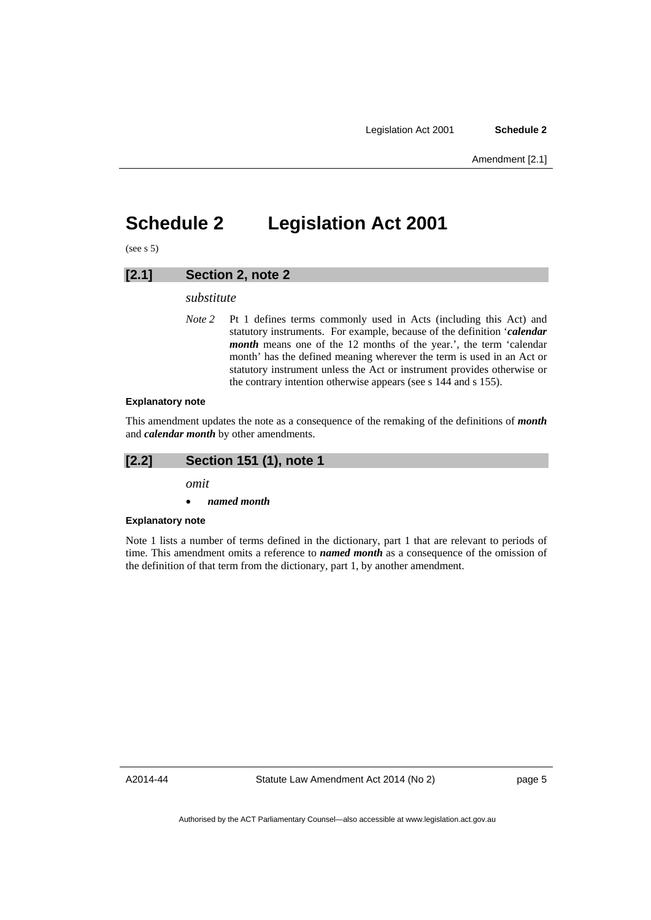# Schedule 2 Legislation Act 2001

(see s 5)

## [2.1] Section 2, note 2

*substitute*

*Note 2* Pt 1 defines terms commonly used in Acts (including this Act) and statutory instruments. For example, because of the definition '***calendar month*** means one of the 12 months of the year.', the term 'calendar month' has the defined meaning wherever the term is used in an Act or statutory instrument unless the Act or instrument provides otherwise or the contrary intention otherwise appears (see s 144 and s 155).

**Explanatory note**

This amendment updates the note as a consequence of the remaking of the definitions of ***month*** and ***calendar month*** by other amendments.

## [2.2] Section 151 (1), note 1

*omit*

- ***named month***

**Explanatory note**

Note 1 lists a number of terms defined in the dictionary, part 1 that are relevant to periods of time. This amendment omits a reference to ***named month*** as a consequence of the omission of the definition of that term from the dictionary, part 1, by another amendment.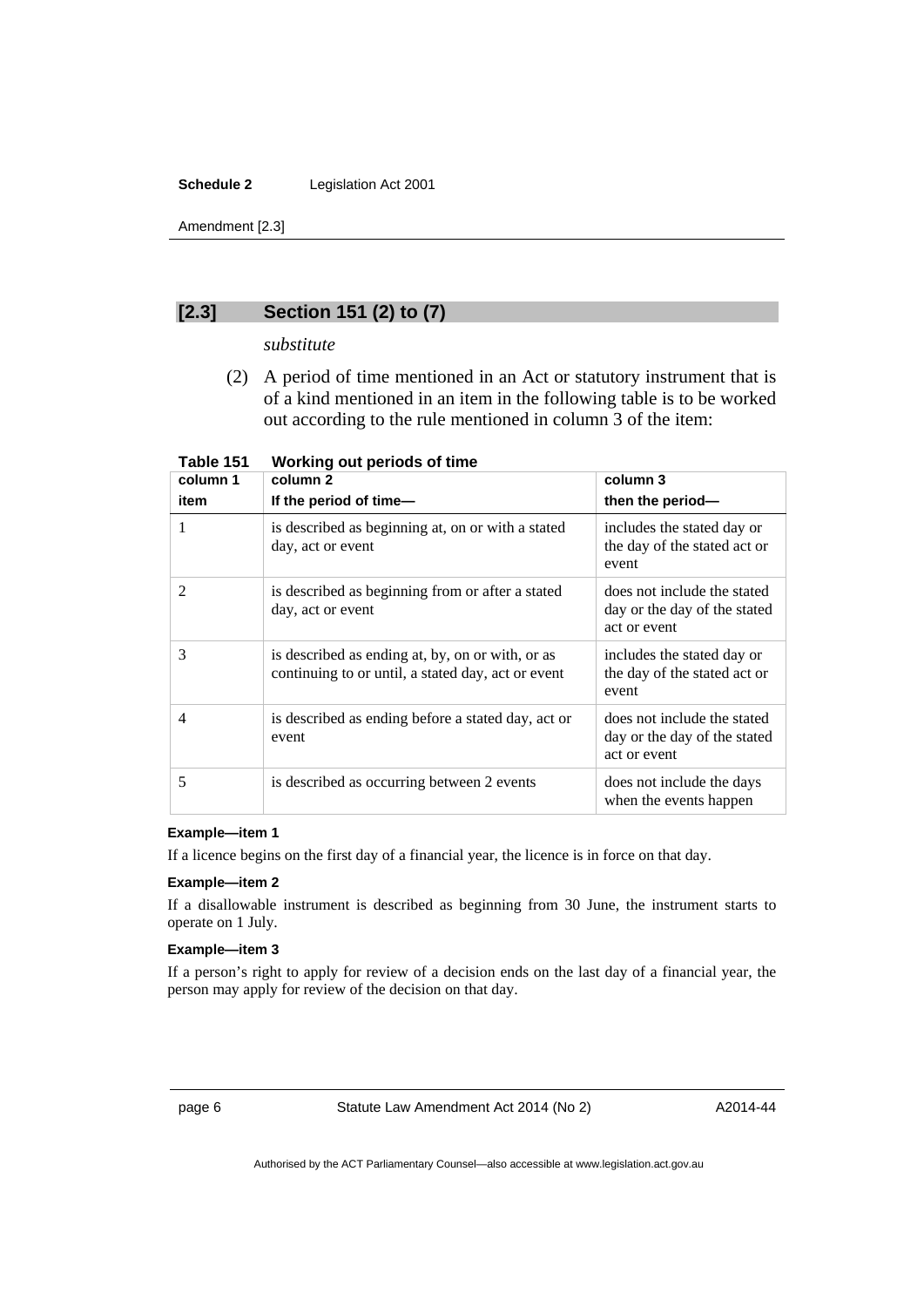## [2.3] Section 151 (2) to (7)

*substitute*

(2) A period of time mentioned in an Act or statutory instrument that is of a kind mentioned in an item in the following table is to be worked out according to the rule mentioned in column 3 of the item:

**Table 151 Working out periods of time**

| column 1<br>item | column 2<br>If the period of time— | column 3<br>then the period— |
|---|---|---|
| 1 | is described as beginning at, on or with a stated day, act or event | includes the stated day or the day of the stated act or event |
| 2 | is described as beginning from or after a stated day, act or event | does not include the stated day or the day of the stated act or event |
| 3 | is described as ending at, by, on or with, or as continuing to or until, a stated day, act or event | includes the stated day or the day of the stated act or event |
| 4 | is described as ending before a stated day, act or event | does not include the stated day or the day of the stated act or event |
| 5 | is described as occurring between 2 events | does not include the days when the events happen |

**Example—item 1**

If a licence begins on the first day of a financial year, the licence is in force on that day.

**Example—item 2**

If a disallowable instrument is described as beginning from 30 June, the instrument starts to operate on 1 July.

**Example—item 3**

If a person's right to apply for review of a decision ends on the last day of a financial year, the person may apply for review of the decision on that day.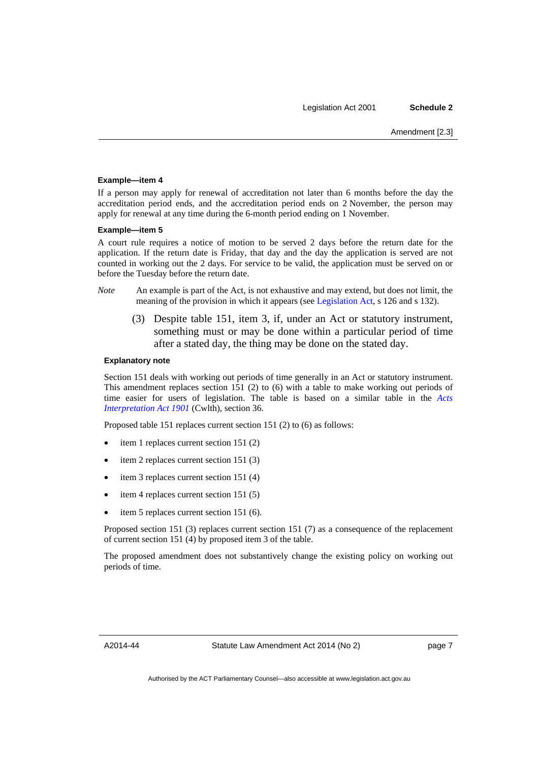#### Example—item 4

If a person may apply for renewal of accreditation not later than 6 months before the day the accreditation period ends, and the accreditation period ends on 2 November, the person may apply for renewal at any time during the 6-month period ending on 1 November.

#### Example—item 5

A court rule requires a notice of motion to be served 2 days before the return date for the application. If the return date is Friday, that day and the day the application is served are not counted in working out the 2 days. For service to be valid, the application must be served on or before the Tuesday before the return date.

*Note* An example is part of the Act, is not exhaustive and may extend, but does not limit, the meaning of the provision in which it appears (see Legislation Act, s 126 and s 132).

(3) Despite table 151, item 3, if, under an Act or statutory instrument, something must or may be done within a particular period of time after a stated day, the thing may be done on the stated day.

#### Explanatory note

Section 151 deals with working out periods of time generally in an Act or statutory instrument. This amendment replaces section 151 (2) to (6) with a table to make working out periods of time easier for users of legislation. The table is based on a similar table in the *Acts Interpretation Act 1901* (Cwlth), section 36.

Proposed table 151 replaces current section 151 (2) to (6) as follows:

- item 1 replaces current section 151 (2)
- item 2 replaces current section 151 (3)
- item 3 replaces current section 151 (4)
- item 4 replaces current section 151 (5)
- item 5 replaces current section 151 (6).

Proposed section 151 (3) replaces current section 151 (7) as a consequence of the replacement of current section 151 (4) by proposed item 3 of the table.

The proposed amendment does not substantively change the existing policy on working out periods of time.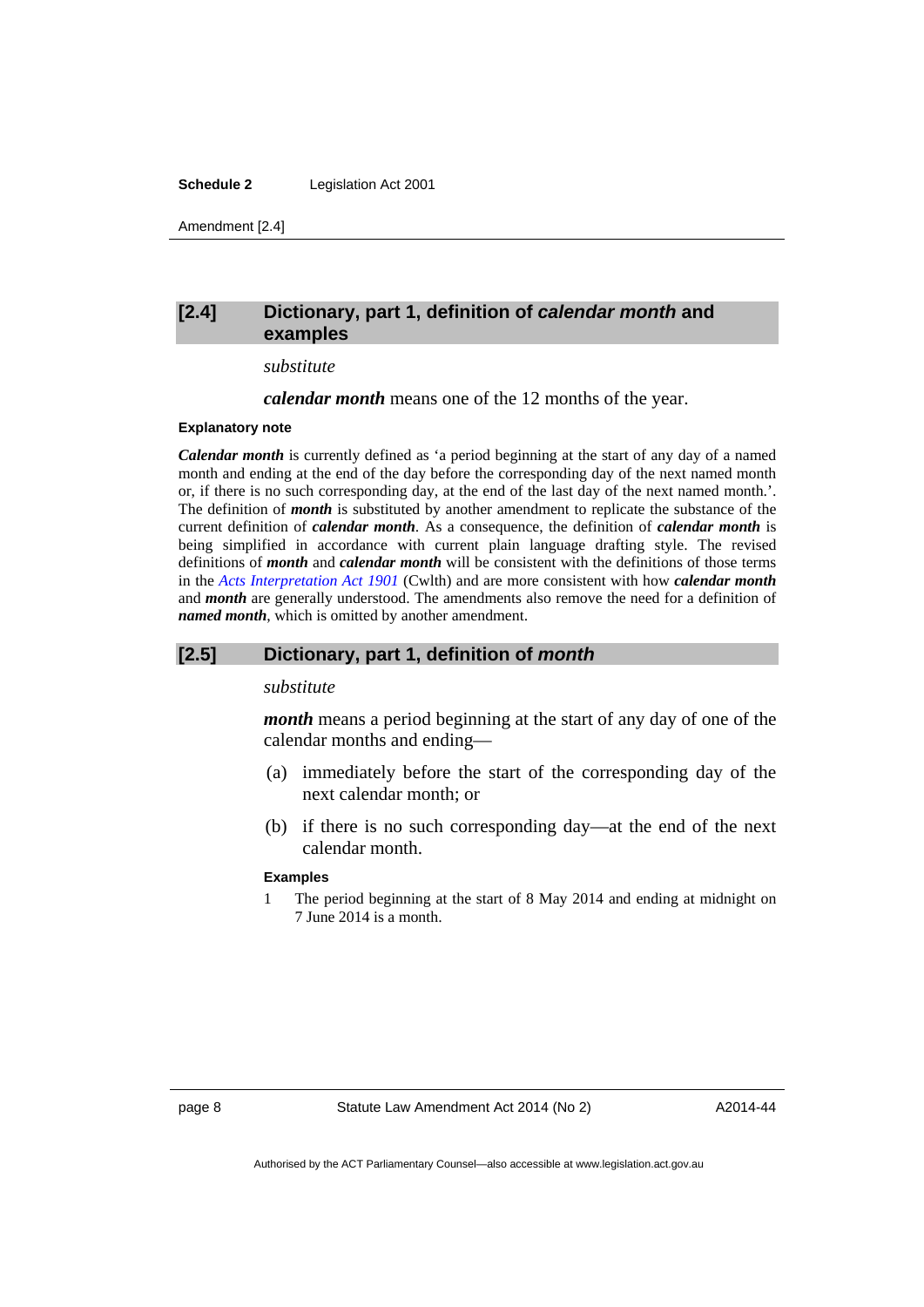## [2.4] Dictionary, part 1, definition of *calendar month* and examples

*substitute*

***calendar month*** means one of the 12 months of the year.

**Explanatory note**

***Calendar month*** is currently defined as 'a period beginning at the start of any day of a named month and ending at the end of the day before the corresponding day of the next named month or, if there is no such corresponding day, at the end of the last day of the next named month.'. The definition of ***month*** is substituted by another amendment to replicate the substance of the current definition of ***calendar month***. As a consequence, the definition of ***calendar month*** is being simplified in accordance with current plain language drafting style. The revised definitions of ***month*** and ***calendar month*** will be consistent with the definitions of those terms in the *Acts Interpretation Act 1901* (Cwlth) and are more consistent with how ***calendar month*** and ***month*** are generally understood. The amendments also remove the need for a definition of ***named month***, which is omitted by another amendment.

## [2.5] Dictionary, part 1, definition of *month*

*substitute*

***month*** means a period beginning at the start of any day of one of the calendar months and ending—

(a) immediately before the start of the corresponding day of the next calendar month; or

(b) if there is no such corresponding day—at the end of the next calendar month.

**Examples**

1 The period beginning at the start of 8 May 2014 and ending at midnight on 7 June 2014 is a month.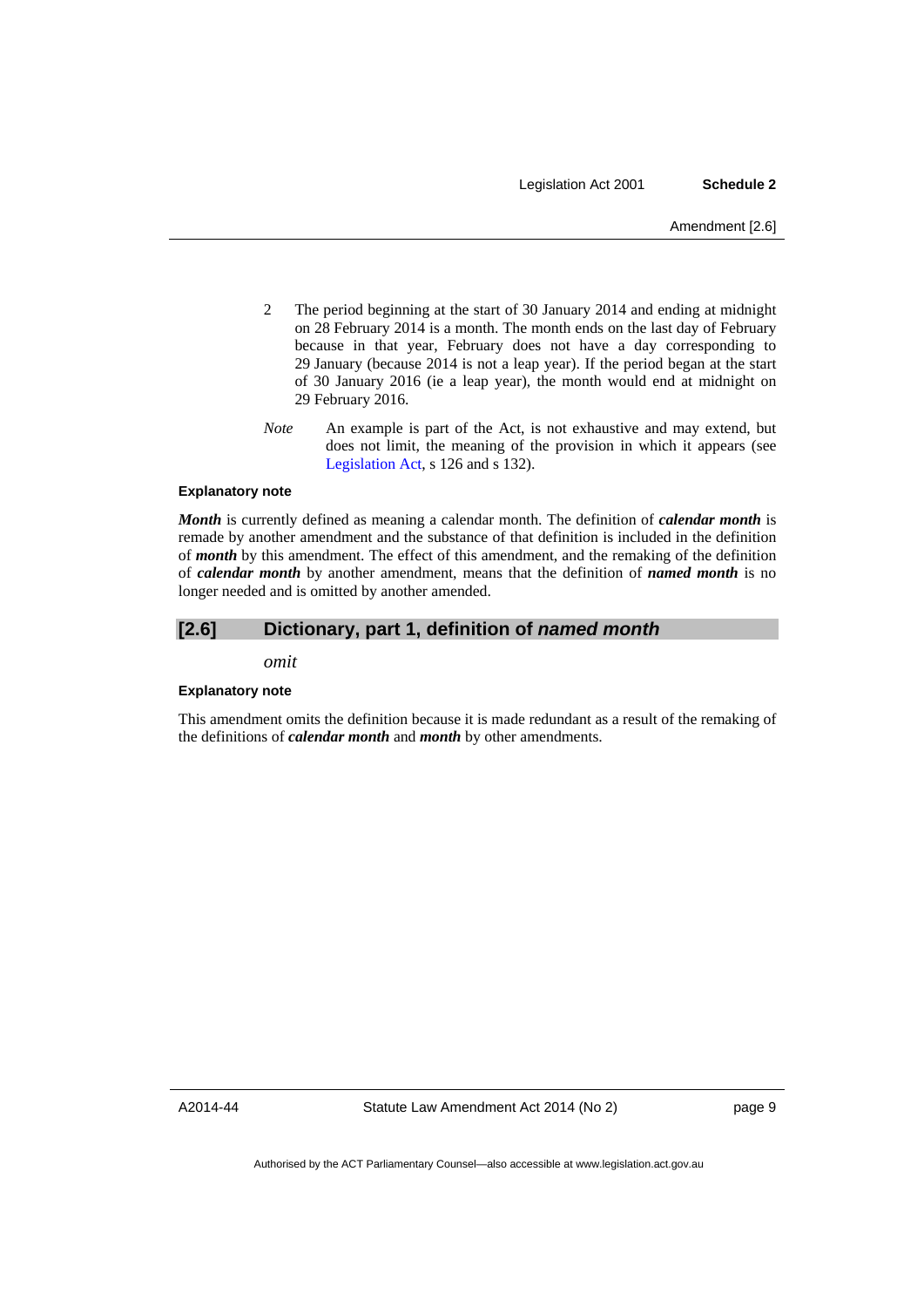2 The period beginning at the start of 30 January 2014 and ending at midnight on 28 February 2014 is a month. The month ends on the last day of February because in that year, February does not have a day corresponding to 29 January (because 2014 is not a leap year). If the period began at the start of 30 January 2016 (ie a leap year), the month would end at midnight on 29 February 2016.

*Note* An example is part of the Act, is not exhaustive and may extend, but does not limit, the meaning of the provision in which it appears (see Legislation Act, s 126 and s 132).

#### Explanatory note

***Month*** is currently defined as meaning a calendar month. The definition of ***calendar month*** is remade by another amendment and the substance of that definition is included in the definition of ***month*** by this amendment. The effect of this amendment, and the remaking of the definition of ***calendar month*** by another amendment, means that the definition of ***named month*** is no longer needed and is omitted by another amended.

## [2.6] Dictionary, part 1, definition of *named month*

*omit*

#### Explanatory note

This amendment omits the definition because it is made redundant as a result of the remaking of the definitions of ***calendar month*** and ***month*** by other amendments.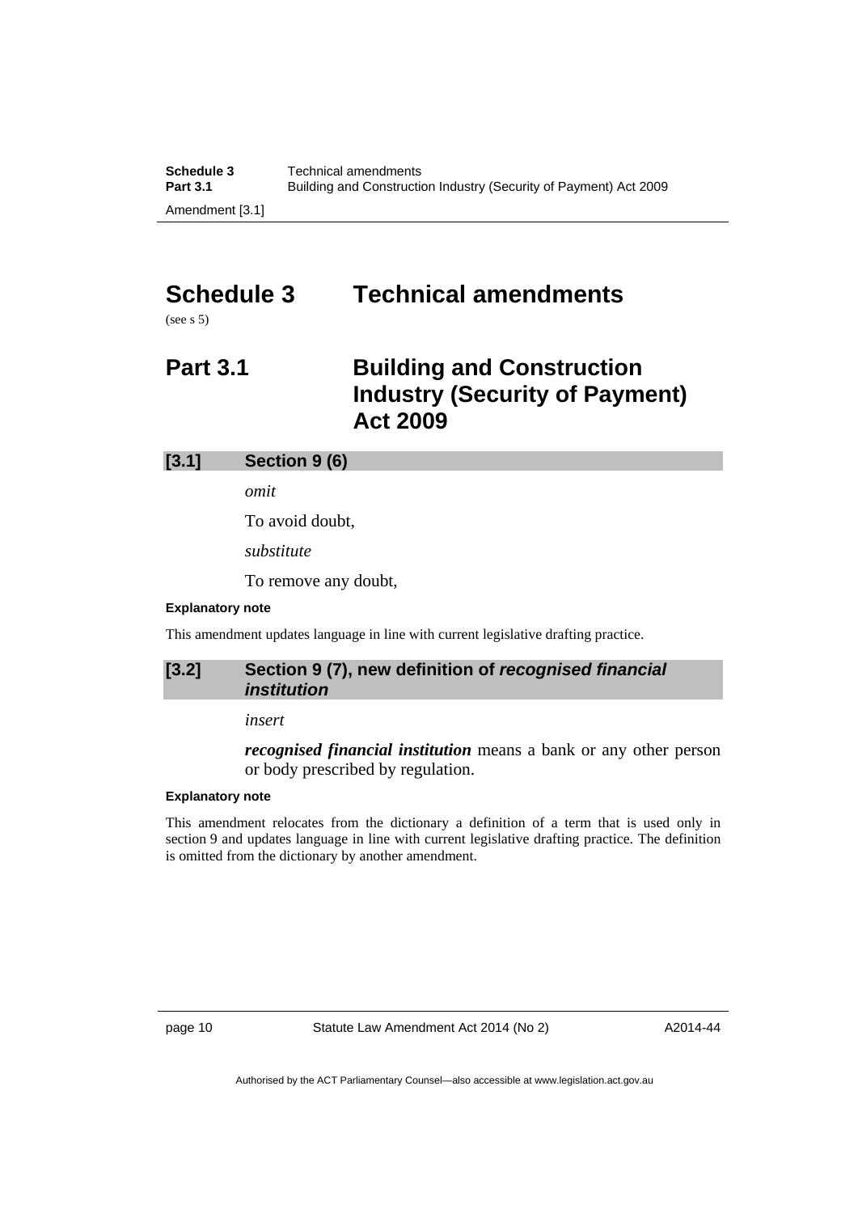# Schedule 3 Technical amendments

(see s 5)

## Part 3.1 Building and Construction Industry (Security of Payment) Act 2009

### [3.1] Section 9 (6)

*omit*

To avoid doubt,

*substitute*

To remove any doubt,

**Explanatory note**

This amendment updates language in line with current legislative drafting practice.

### [3.2] Section 9 (7), new definition of *recognised financial institution*

*insert*

***recognised financial institution*** means a bank or any other person or body prescribed by regulation.

**Explanatory note**

This amendment relocates from the dictionary a definition of a term that is used only in section 9 and updates language in line with current legislative drafting practice. The definition is omitted from the dictionary by another amendment.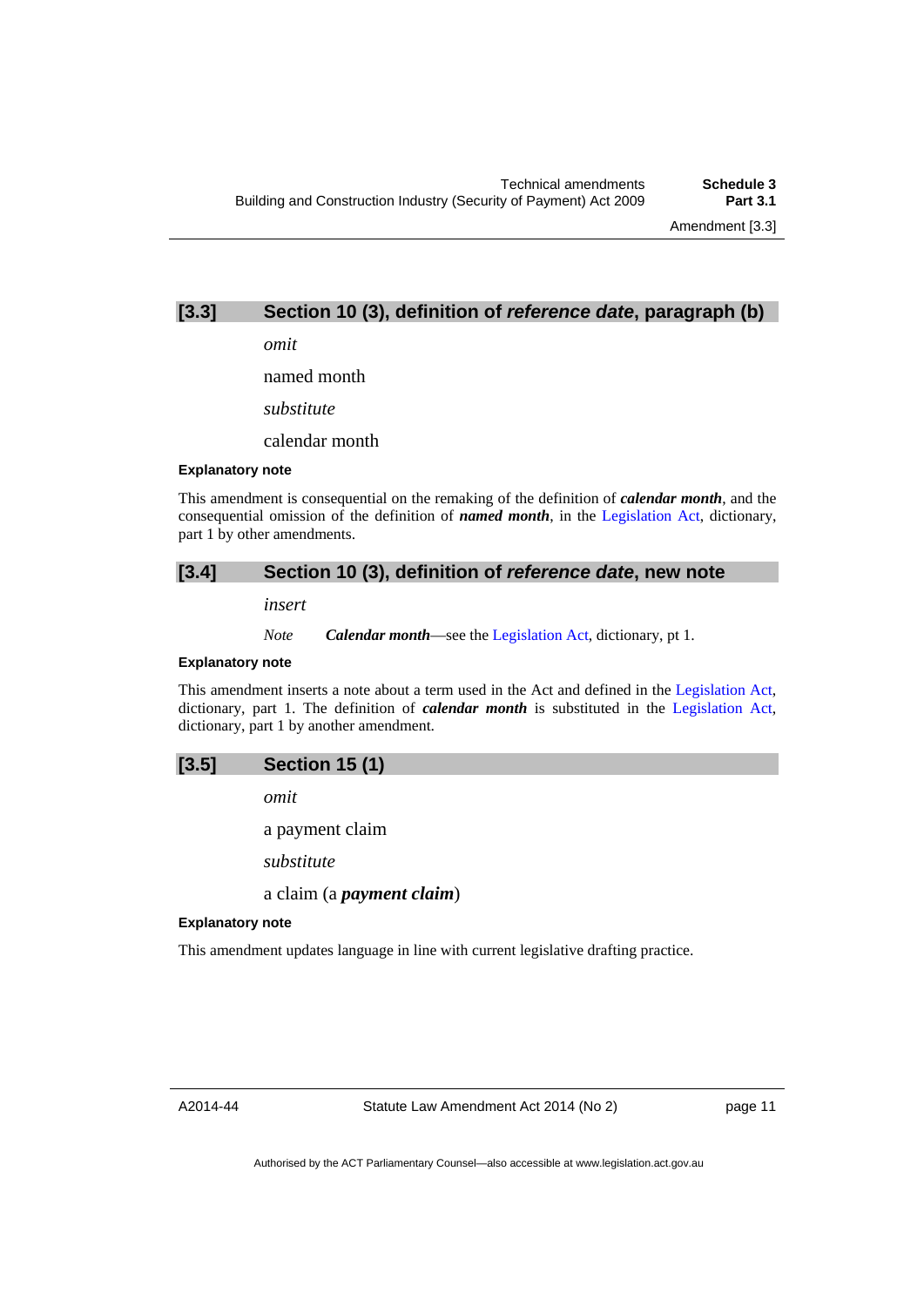## [3.3] Section 10 (3), definition of *reference date*, paragraph (b)

*omit*

named month

*substitute*

calendar month

#### Explanatory note

This amendment is consequential on the remaking of the definition of ***calendar month***, and the consequential omission of the definition of ***named month***, in the Legislation Act, dictionary, part 1 by other amendments.

## [3.4] Section 10 (3), definition of *reference date*, new note

*insert*

*Note* ***Calendar month***—see the Legislation Act, dictionary, pt 1.

#### Explanatory note

This amendment inserts a note about a term used in the Act and defined in the Legislation Act, dictionary, part 1. The definition of ***calendar month*** is substituted in the Legislation Act, dictionary, part 1 by another amendment.

## [3.5] Section 15 (1)

*omit*

a payment claim

*substitute*

a claim (a ***payment claim***)

#### Explanatory note

This amendment updates language in line with current legislative drafting practice.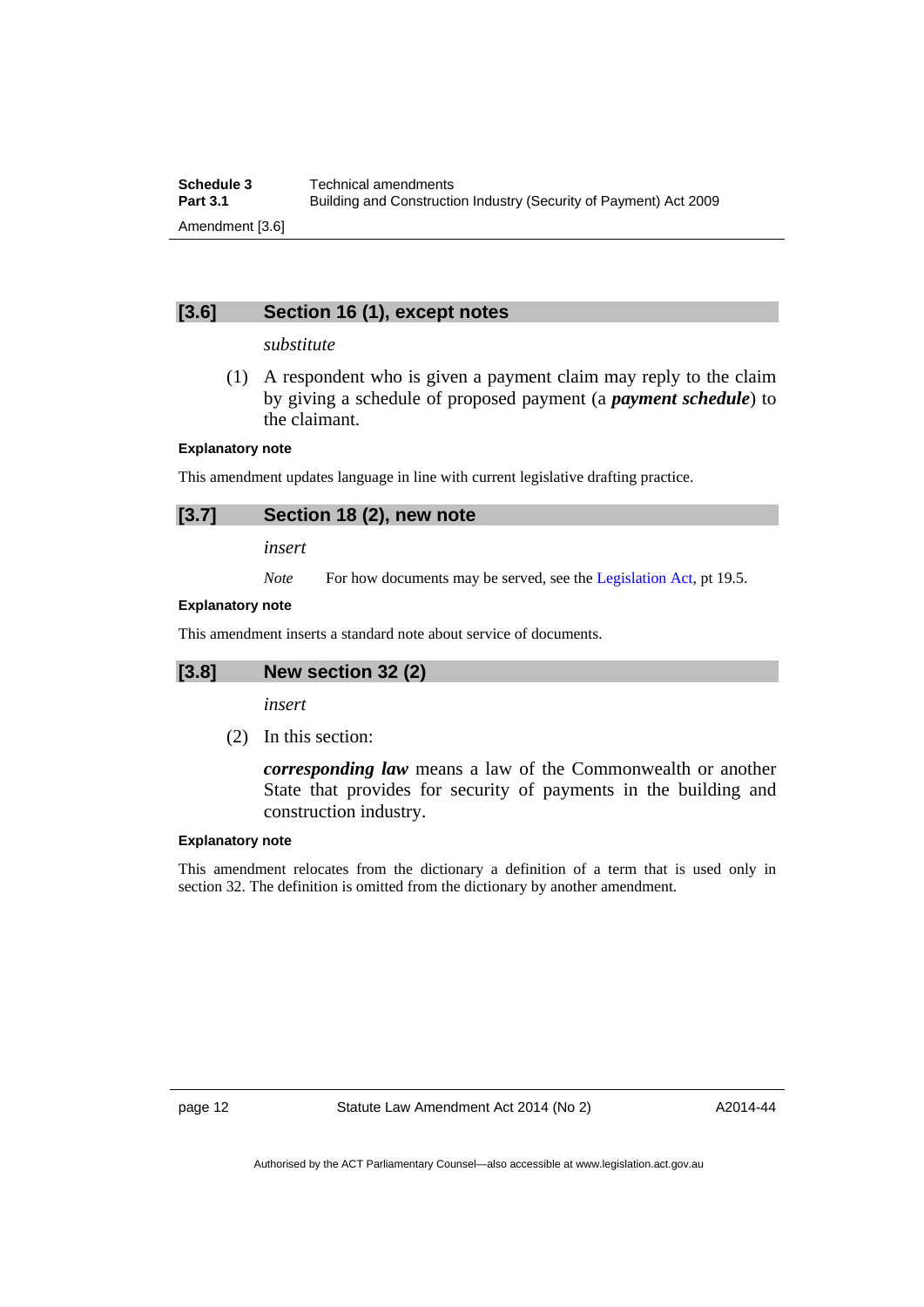## [3.6] Section 16 (1), except notes

*substitute*

(1) A respondent who is given a payment claim may reply to the claim by giving a schedule of proposed payment (a ***payment schedule***) to the claimant.

**Explanatory note**

This amendment updates language in line with current legislative drafting practice.

## [3.7] Section 18 (2), new note

*insert*

*Note* For how documents may be served, see the Legislation Act, pt 19.5.

**Explanatory note**

This amendment inserts a standard note about service of documents.

## [3.8] New section 32 (2)

*insert*

(2) In this section:

***corresponding law*** means a law of the Commonwealth or another State that provides for security of payments in the building and construction industry.

**Explanatory note**

This amendment relocates from the dictionary a definition of a term that is used only in section 32. The definition is omitted from the dictionary by another amendment.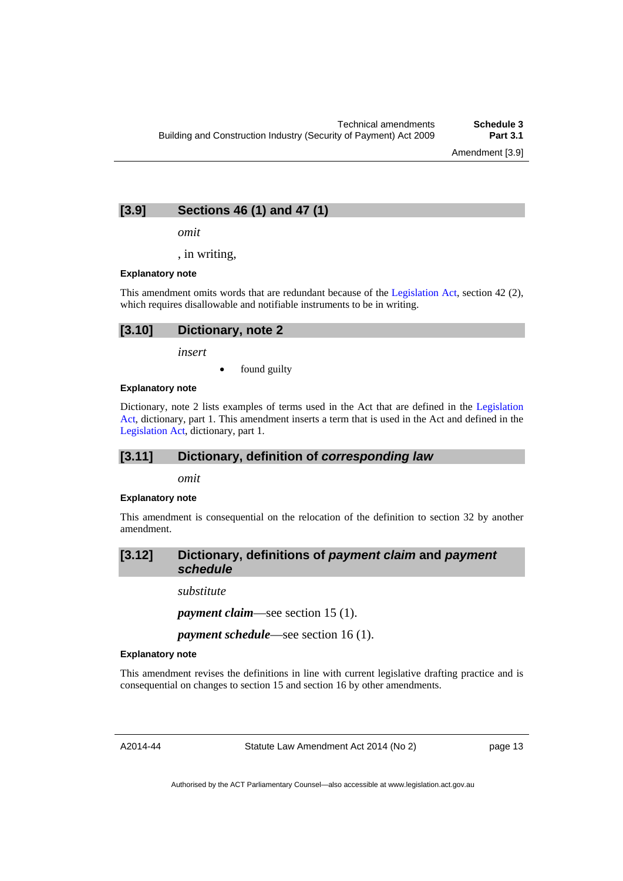## [3.9] Sections 46 (1) and 47 (1)

*omit*

, in writing,

#### Explanatory note

This amendment omits words that are redundant because of the Legislation Act, section 42 (2), which requires disallowable and notifiable instruments to be in writing.

## [3.10] Dictionary, note 2

*insert*

- found guilty

#### Explanatory note

Dictionary, note 2 lists examples of terms used in the Act that are defined in the Legislation Act, dictionary, part 1. This amendment inserts a term that is used in the Act and defined in the Legislation Act, dictionary, part 1.

## [3.11] Dictionary, definition of *corresponding law*

*omit*

#### Explanatory note

This amendment is consequential on the relocation of the definition to section 32 by another amendment.

## [3.12] Dictionary, definitions of *payment claim* and *payment schedule*

*substitute*

***payment claim***—see section 15 (1).

***payment schedule***—see section 16 (1).

#### Explanatory note

This amendment revises the definitions in line with current legislative drafting practice and is consequential on changes to section 15 and section 16 by other amendments.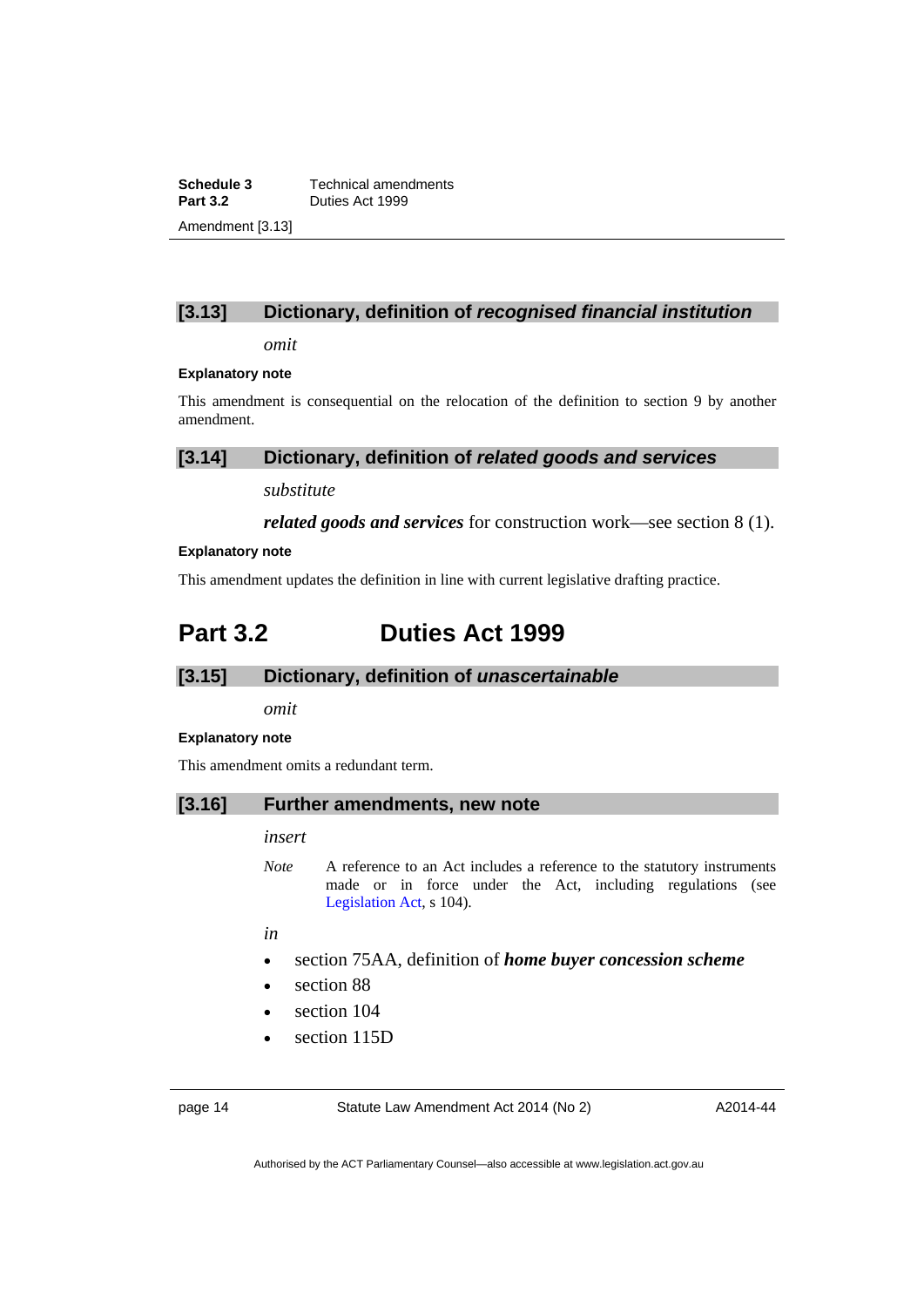### [3.13] Dictionary, definition of *recognised financial institution*

*omit*

**Explanatory note**

This amendment is consequential on the relocation of the definition to section 9 by another amendment.

### [3.14] Dictionary, definition of *related goods and services*

*substitute*

***related goods and services*** for construction work—see section 8 (1).

**Explanatory note**

This amendment updates the definition in line with current legislative drafting practice.

## Part 3.2 Duties Act 1999

### [3.15] Dictionary, definition of *unascertainable*

*omit*

**Explanatory note**

This amendment omits a redundant term.

### [3.16] Further amendments, new note

*insert*

*Note* A reference to an Act includes a reference to the statutory instruments made or in force under the Act, including regulations (see Legislation Act, s 104).

*in*

- section 75AA, definition of ***home buyer concession scheme***
- section 88
- section 104
- section 115D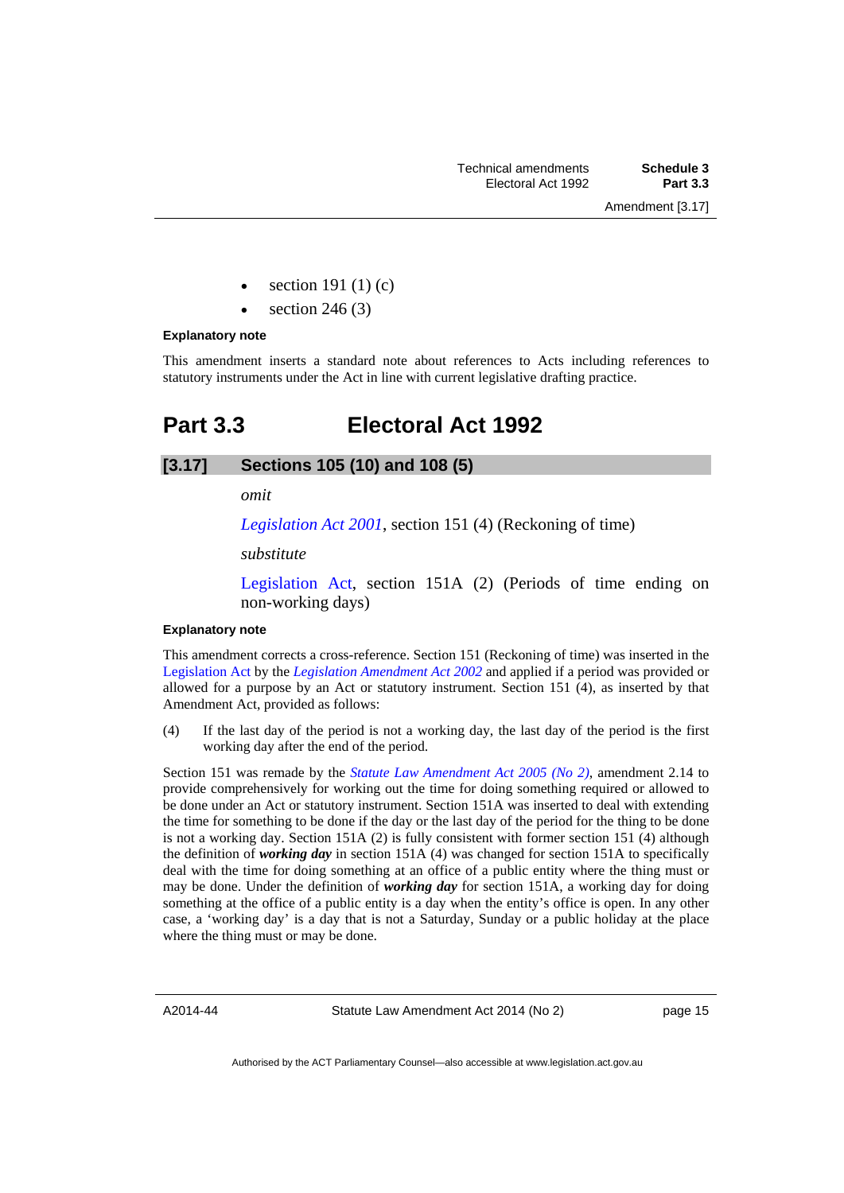- section 191 (1) (c)
- section 246 (3)

**Explanatory note**

This amendment inserts a standard note about references to Acts including references to statutory instruments under the Act in line with current legislative drafting practice.

# Part 3.3 Electoral Act 1992

## [3.17] Sections 105 (10) and 108 (5)

*omit*

*Legislation Act 2001*, section 151 (4) (Reckoning of time)

*substitute*

Legislation Act, section 151A (2) (Periods of time ending on non-working days)

**Explanatory note**

This amendment corrects a cross-reference. Section 151 (Reckoning of time) was inserted in the Legislation Act by the *Legislation Amendment Act 2002* and applied if a period was provided or allowed for a purpose by an Act or statutory instrument. Section 151 (4), as inserted by that Amendment Act, provided as follows:

(4) If the last day of the period is not a working day, the last day of the period is the first working day after the end of the period.

Section 151 was remade by the *Statute Law Amendment Act 2005 (No 2)*, amendment 2.14 to provide comprehensively for working out the time for doing something required or allowed to be done under an Act or statutory instrument. Section 151A was inserted to deal with extending the time for something to be done if the day or the last day of the period for the thing to be done is not a working day. Section 151A (2) is fully consistent with former section 151 (4) although the definition of ***working day*** in section 151A (4) was changed for section 151A to specifically deal with the time for doing something at an office of a public entity where the thing must or may be done. Under the definition of ***working day*** for section 151A, a working day for doing something at the office of a public entity is a day when the entity's office is open. In any other case, a 'working day' is a day that is not a Saturday, Sunday or a public holiday at the place where the thing must or may be done.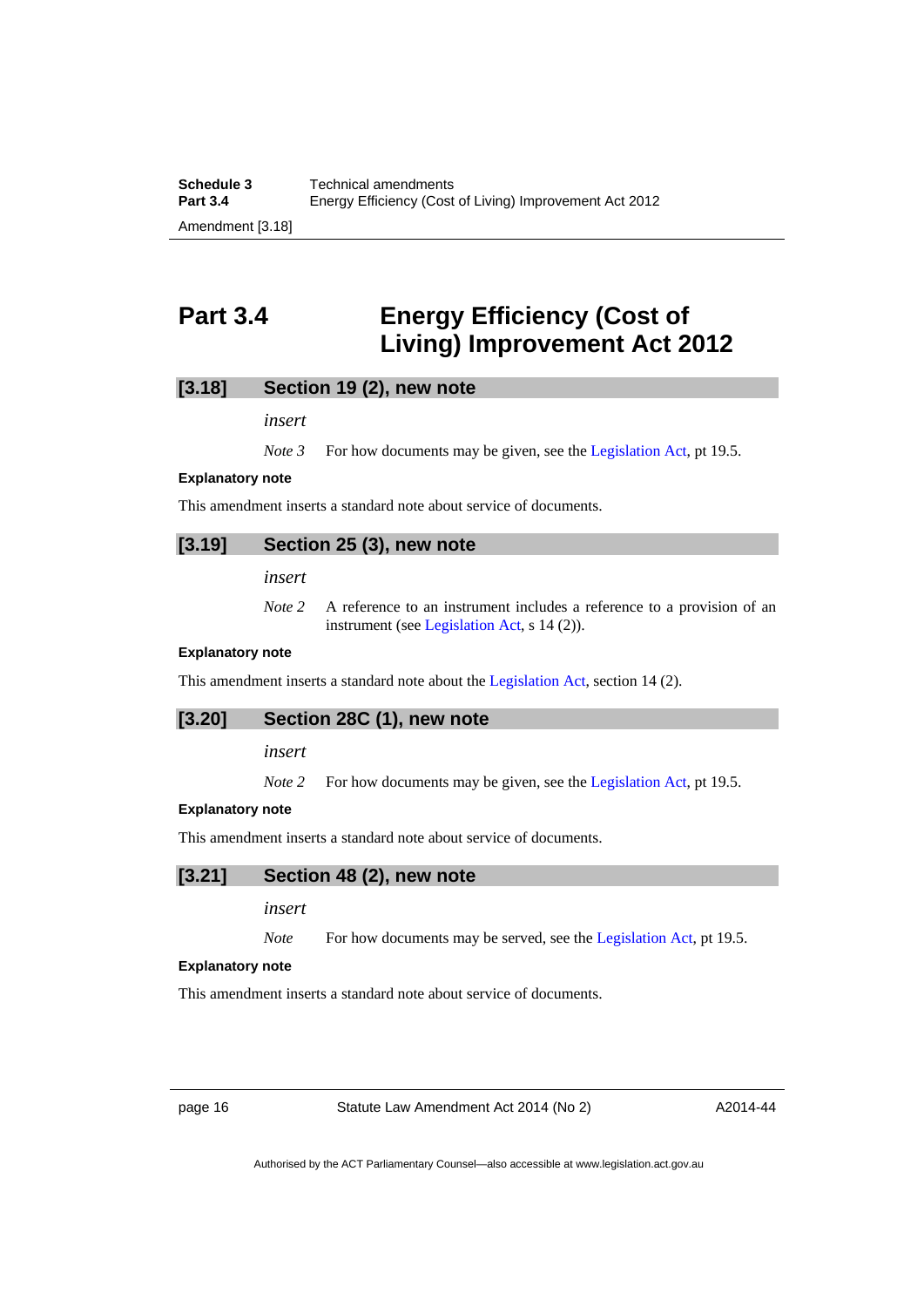# Part 3.4 Energy Efficiency (Cost of Living) Improvement Act 2012

## [3.18] Section 19 (2), new note

*insert*

*Note 3* For how documents may be given, see the Legislation Act, pt 19.5.

**Explanatory note**

This amendment inserts a standard note about service of documents.

## [3.19] Section 25 (3), new note

*insert*

*Note 2* A reference to an instrument includes a reference to a provision of an instrument (see Legislation Act, s 14 (2)).

**Explanatory note**

This amendment inserts a standard note about the Legislation Act, section 14 (2).

## [3.20] Section 28C (1), new note

*insert*

*Note 2* For how documents may be given, see the Legislation Act, pt 19.5.

**Explanatory note**

This amendment inserts a standard note about service of documents.

## [3.21] Section 48 (2), new note

*insert*

*Note* For how documents may be served, see the Legislation Act, pt 19.5.

**Explanatory note**

This amendment inserts a standard note about service of documents.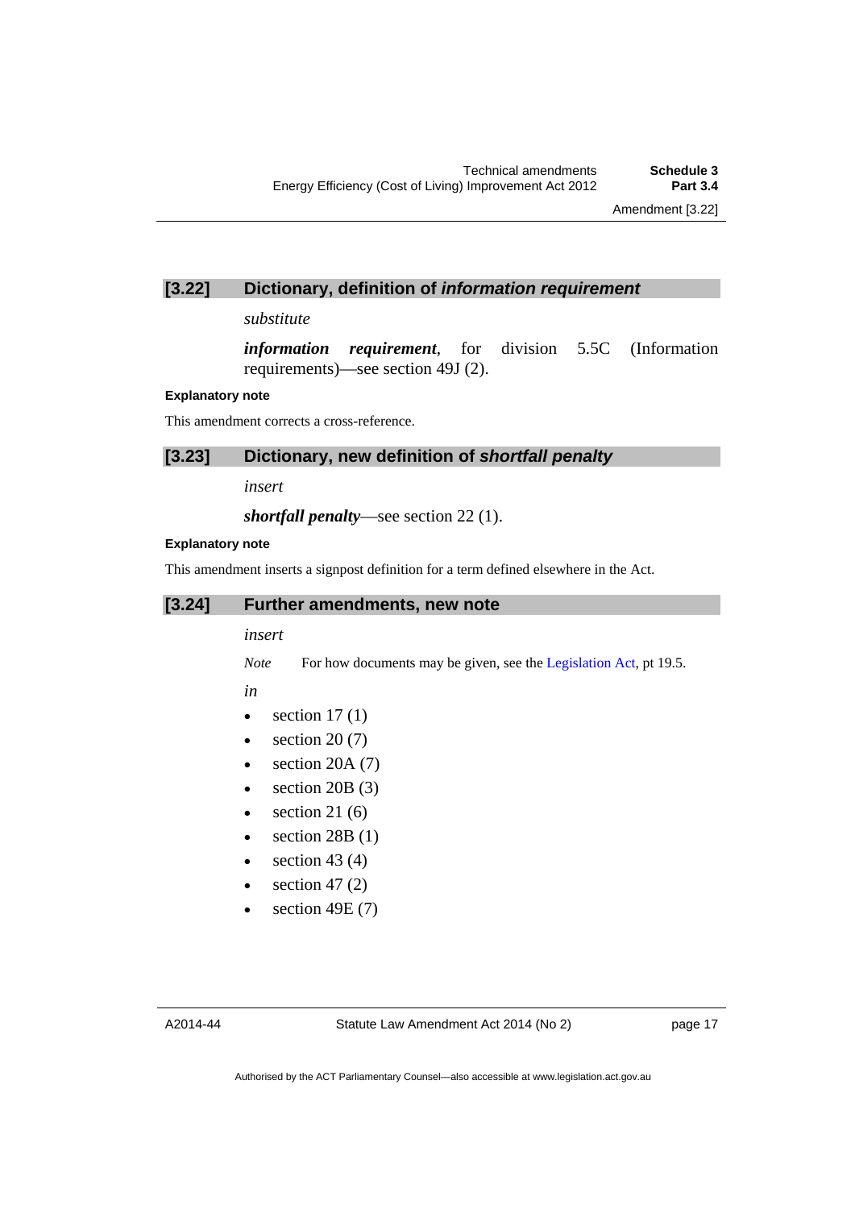## [3.22] Dictionary, definition of *information requirement*

*substitute*

***information requirement***, for division 5.5C (Information requirements)—see section 49J (2).

**Explanatory note**

This amendment corrects a cross-reference.

## [3.23] Dictionary, new definition of *shortfall penalty*

*insert*

***shortfall penalty***—see section 22 (1).

**Explanatory note**

This amendment inserts a signpost definition for a term defined elsewhere in the Act.

## [3.24] Further amendments, new note

*insert*

*Note* For how documents may be given, see the Legislation Act, pt 19.5.

*in*

- section 17 (1)
- section 20 (7)
- section 20A (7)
- section 20B (3)
- section 21 (6)
- section 28B (1)
- section 43 (4)
- section 47 (2)
- section 49E (7)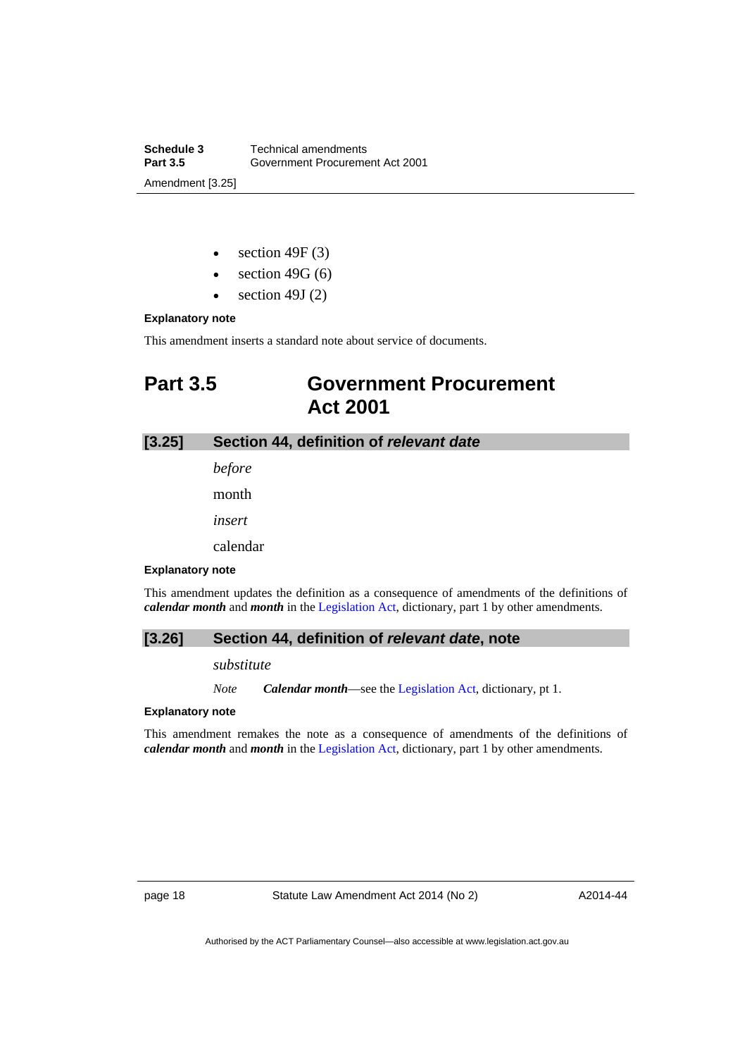- section 49F (3)
- section 49G (6)
- section 49J (2)

**Explanatory note**

This amendment inserts a standard note about service of documents.

# Part 3.5 Government Procurement Act 2001

## [3.25] Section 44, definition of *relevant date*

*before*

month

*insert*

calendar

**Explanatory note**

This amendment updates the definition as a consequence of amendments of the definitions of ***calendar month*** and ***month*** in the Legislation Act, dictionary, part 1 by other amendments.

## [3.26] Section 44, definition of *relevant date*, note

*substitute*

*Note* ***Calendar month***—see the Legislation Act, dictionary, pt 1.

**Explanatory note**

This amendment remakes the note as a consequence of amendments of the definitions of ***calendar month*** and ***month*** in the Legislation Act, dictionary, part 1 by other amendments.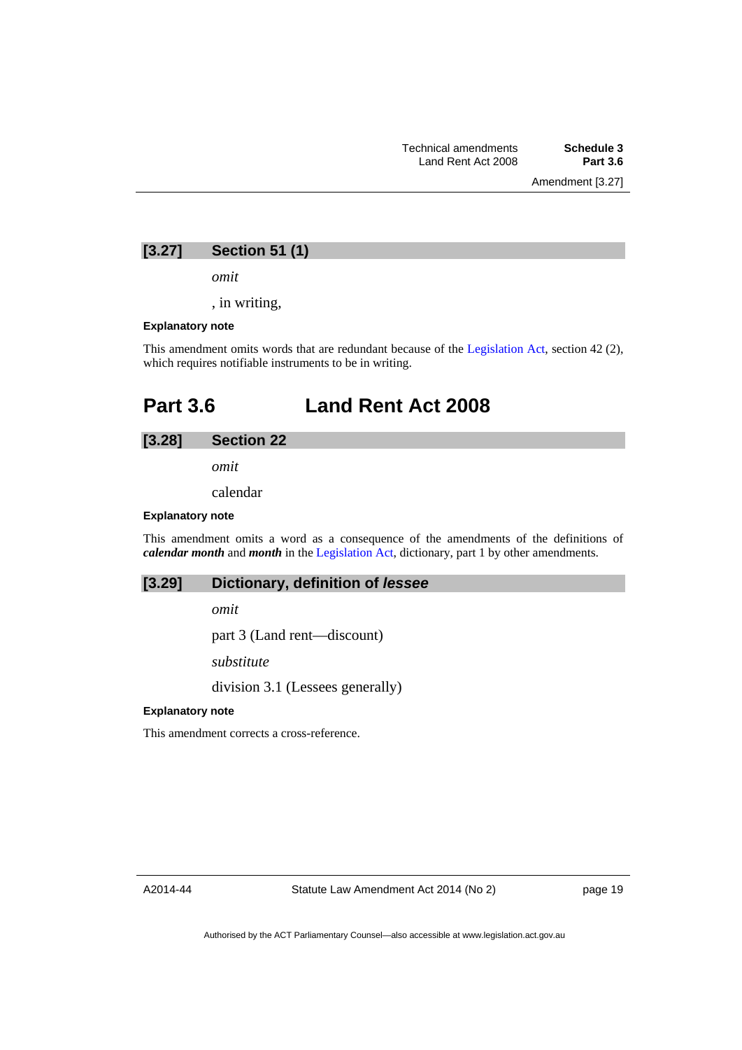### [3.27] Section 51 (1)

*omit*

, in writing,

**Explanatory note**

This amendment omits words that are redundant because of the Legislation Act, section 42 (2), which requires notifiable instruments to be in writing.

## Part 3.6 Land Rent Act 2008

### [3.28] Section 22

*omit*

calendar

**Explanatory note**

This amendment omits a word as a consequence of the amendments of the definitions of ***calendar month*** and ***month*** in the Legislation Act, dictionary, part 1 by other amendments.

### [3.29] Dictionary, definition of *lessee*

*omit*

part 3 (Land rent—discount)

*substitute*

division 3.1 (Lessees generally)

**Explanatory note**

This amendment corrects a cross-reference.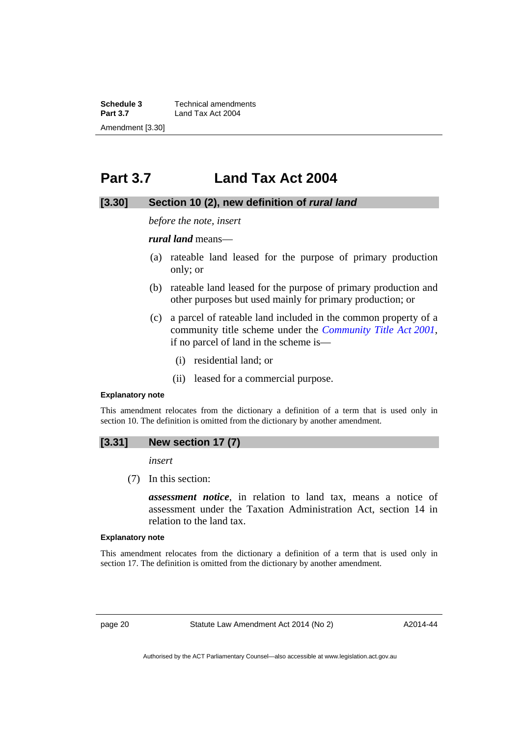# Part 3.7 Land Tax Act 2004

## [3.30] Section 10 (2), new definition of *rural land*

*before the note, insert*

***rural land*** means—

(a) rateable land leased for the purpose of primary production only; or

(b) rateable land leased for the purpose of primary production and other purposes but used mainly for primary production; or

(c) a parcel of rateable land included in the common property of a community title scheme under the *Community Title Act 2001*, if no parcel of land in the scheme is—

  (i) residential land; or

  (ii) leased for a commercial purpose.

**Explanatory note**

This amendment relocates from the dictionary a definition of a term that is used only in section 10. The definition is omitted from the dictionary by another amendment.

## [3.31] New section 17 (7)

*insert*

(7) In this section:

***assessment notice***, in relation to land tax, means a notice of assessment under the Taxation Administration Act, section 14 in relation to the land tax.

**Explanatory note**

This amendment relocates from the dictionary a definition of a term that is used only in section 17. The definition is omitted from the dictionary by another amendment.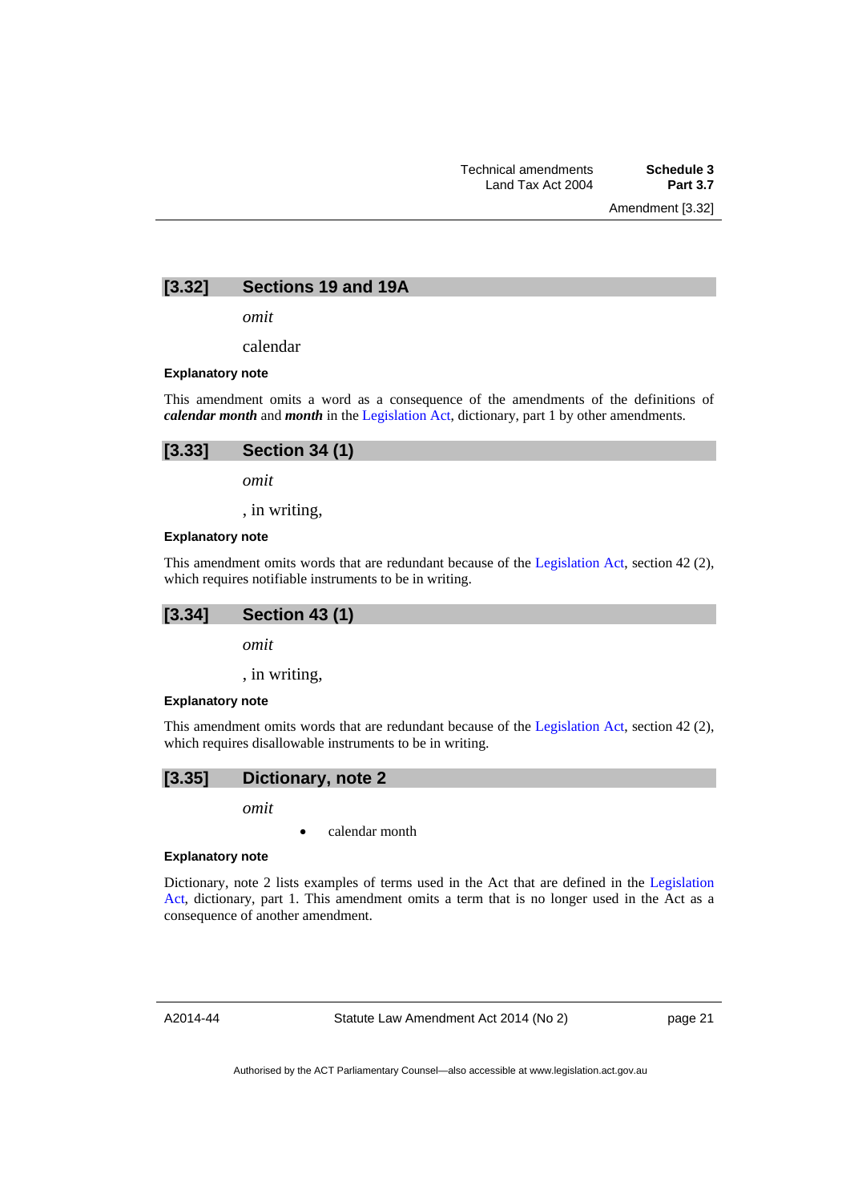## [3.32] Sections 19 and 19A

*omit*

calendar

**Explanatory note**

This amendment omits a word as a consequence of the amendments of the definitions of ***calendar month*** and ***month*** in the Legislation Act, dictionary, part 1 by other amendments.

## [3.33] Section 34 (1)

*omit*

, in writing,

**Explanatory note**

This amendment omits words that are redundant because of the Legislation Act, section 42 (2), which requires notifiable instruments to be in writing.

## [3.34] Section 43 (1)

*omit*

, in writing,

**Explanatory note**

This amendment omits words that are redundant because of the Legislation Act, section 42 (2), which requires disallowable instruments to be in writing.

## [3.35] Dictionary, note 2

*omit*

- calendar month

**Explanatory note**

Dictionary, note 2 lists examples of terms used in the Act that are defined in the Legislation Act, dictionary, part 1. This amendment omits a term that is no longer used in the Act as a consequence of another amendment.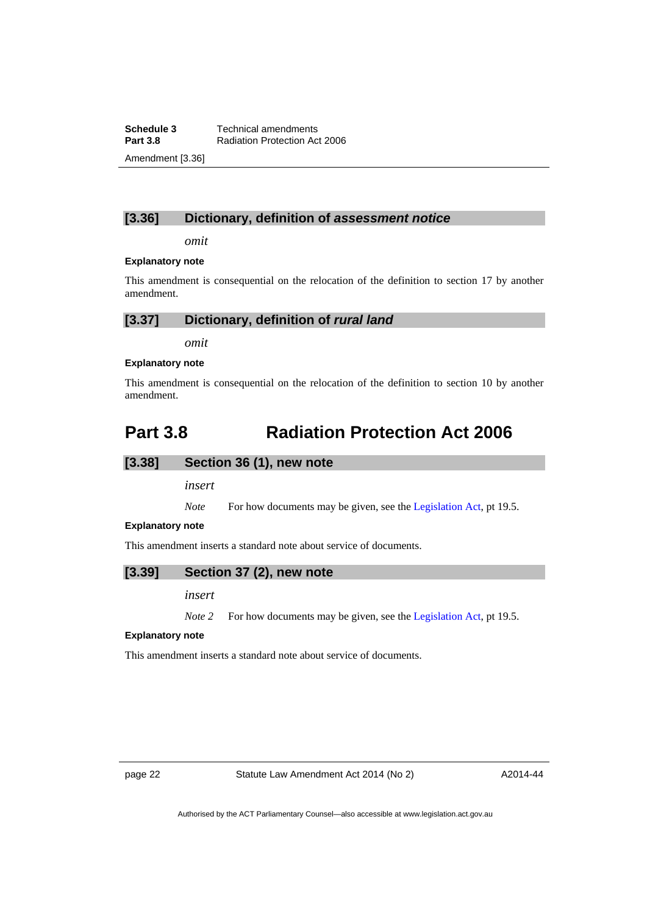### [3.36] Dictionary, definition of *assessment notice*

*omit*

**Explanatory note**

This amendment is consequential on the relocation of the definition to section 17 by another amendment.

### [3.37] Dictionary, definition of *rural land*

*omit*

**Explanatory note**

This amendment is consequential on the relocation of the definition to section 10 by another amendment.

## Part 3.8 Radiation Protection Act 2006

### [3.38] Section 36 (1), new note

*insert*

*Note* For how documents may be given, see the Legislation Act, pt 19.5.

**Explanatory note**

This amendment inserts a standard note about service of documents.

### [3.39] Section 37 (2), new note

*insert*

*Note 2* For how documents may be given, see the Legislation Act, pt 19.5.

**Explanatory note**

This amendment inserts a standard note about service of documents.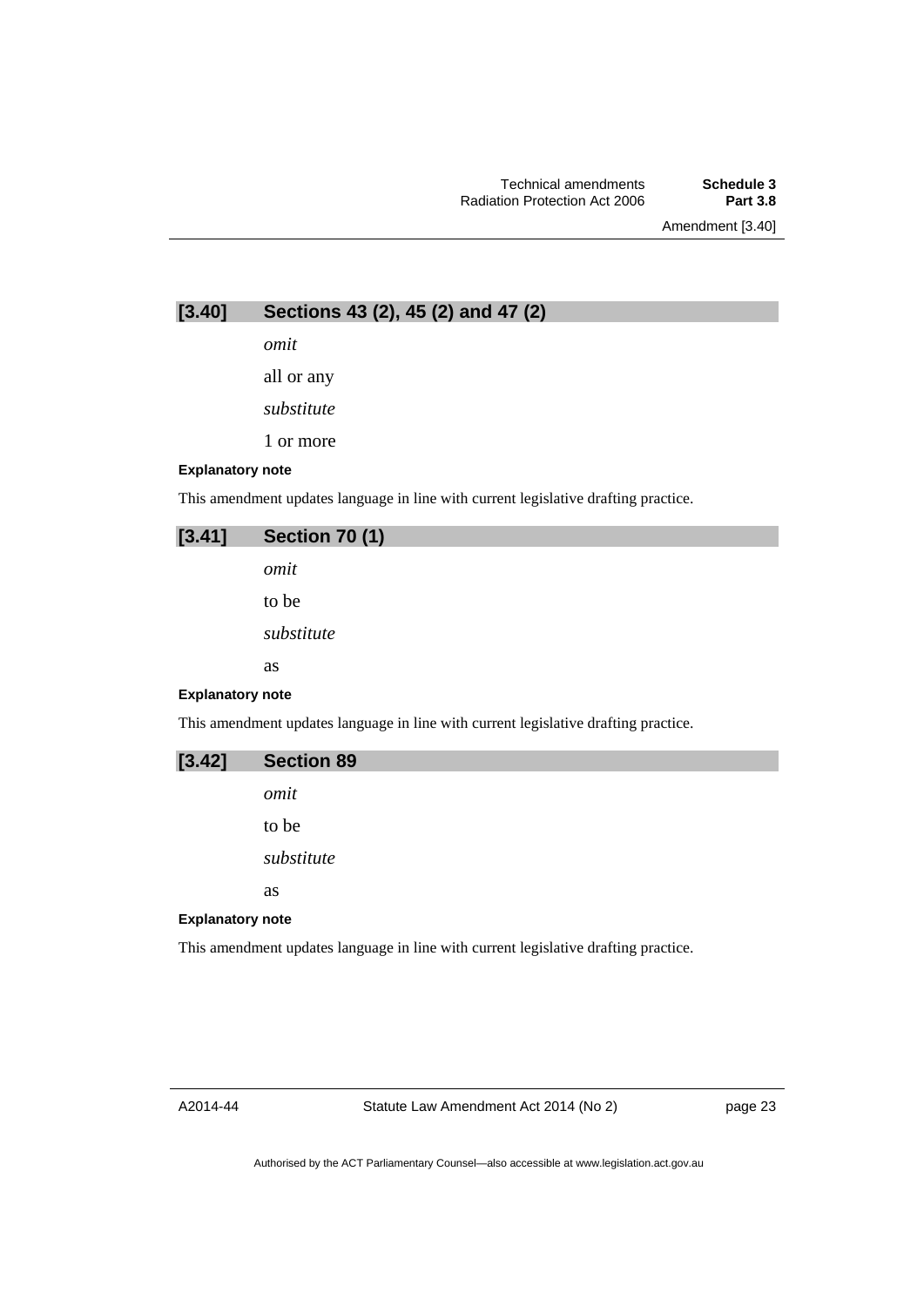### [3.40] Sections 43 (2), 45 (2) and 47 (2)

*omit*

all or any

*substitute*

1 or more

**Explanatory note**

This amendment updates language in line with current legislative drafting practice.

### [3.41] Section 70 (1)

*omit*

to be

*substitute*

as

**Explanatory note**

This amendment updates language in line with current legislative drafting practice.

### [3.42] Section 89

*omit*

to be

*substitute*

as

**Explanatory note**

This amendment updates language in line with current legislative drafting practice.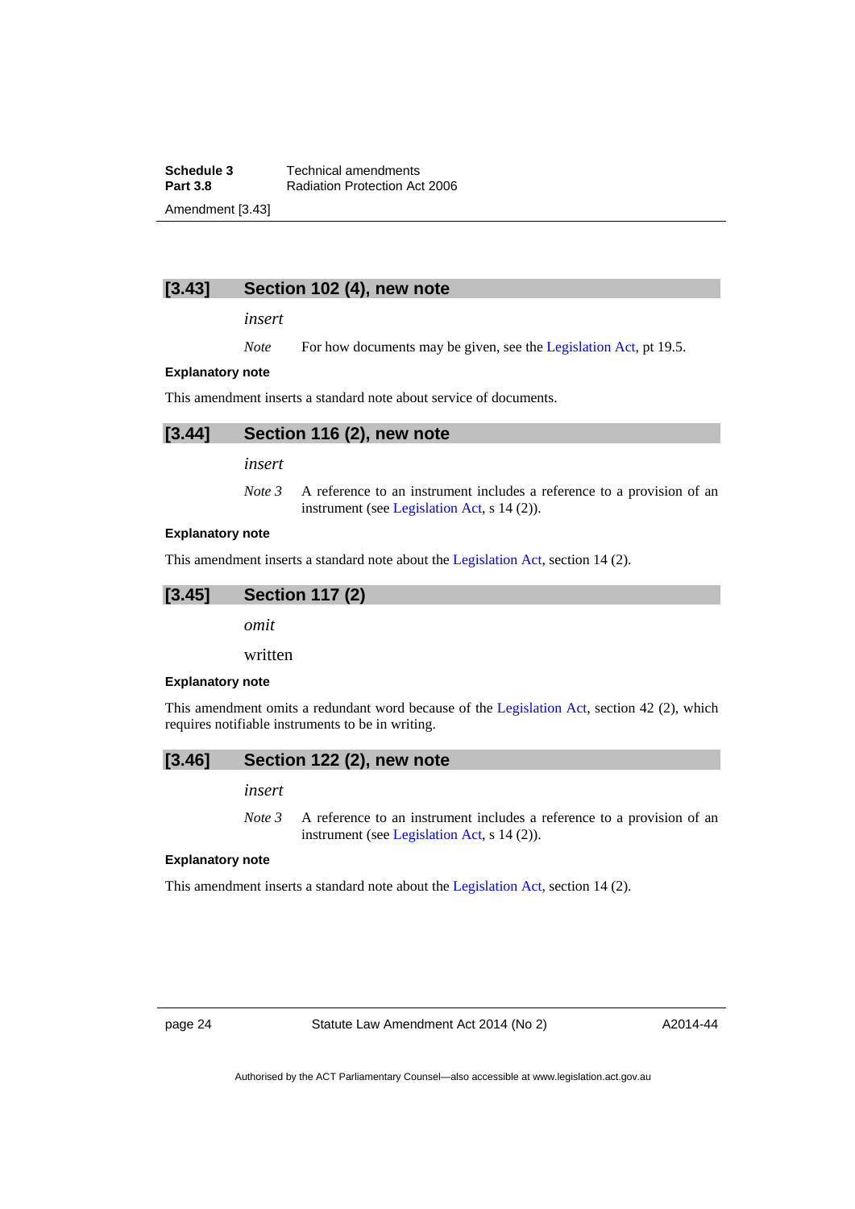## [3.43] Section 102 (4), new note

*insert*

*Note* For how documents may be given, see the Legislation Act, pt 19.5.

**Explanatory note**

This amendment inserts a standard note about service of documents.

## [3.44] Section 116 (2), new note

*insert*

*Note 3* A reference to an instrument includes a reference to a provision of an instrument (see Legislation Act, s 14 (2)).

**Explanatory note**

This amendment inserts a standard note about the Legislation Act, section 14 (2).

## [3.45] Section 117 (2)

*omit*

written

**Explanatory note**

This amendment omits a redundant word because of the Legislation Act, section 42 (2), which requires notifiable instruments to be in writing.

## [3.46] Section 122 (2), new note

*insert*

*Note 3* A reference to an instrument includes a reference to a provision of an instrument (see Legislation Act, s 14 (2)).

**Explanatory note**

This amendment inserts a standard note about the Legislation Act, section 14 (2).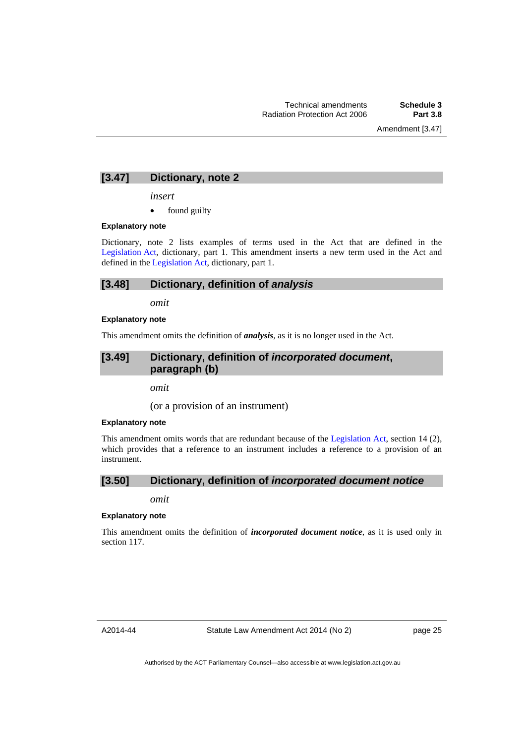## [3.47] Dictionary, note 2

*insert*

- found guilty

**Explanatory note**

Dictionary, note 2 lists examples of terms used in the Act that are defined in the Legislation Act, dictionary, part 1. This amendment inserts a new term used in the Act and defined in the Legislation Act, dictionary, part 1.

## [3.48] Dictionary, definition of *analysis*

*omit*

**Explanatory note**

This amendment omits the definition of ***analysis***, as it is no longer used in the Act.

## [3.49] Dictionary, definition of *incorporated document*, paragraph (b)

*omit*

(or a provision of an instrument)

**Explanatory note**

This amendment omits words that are redundant because of the Legislation Act, section 14 (2), which provides that a reference to an instrument includes a reference to a provision of an instrument.

## [3.50] Dictionary, definition of *incorporated document notice*

*omit*

**Explanatory note**

This amendment omits the definition of ***incorporated document notice***, as it is used only in section 117.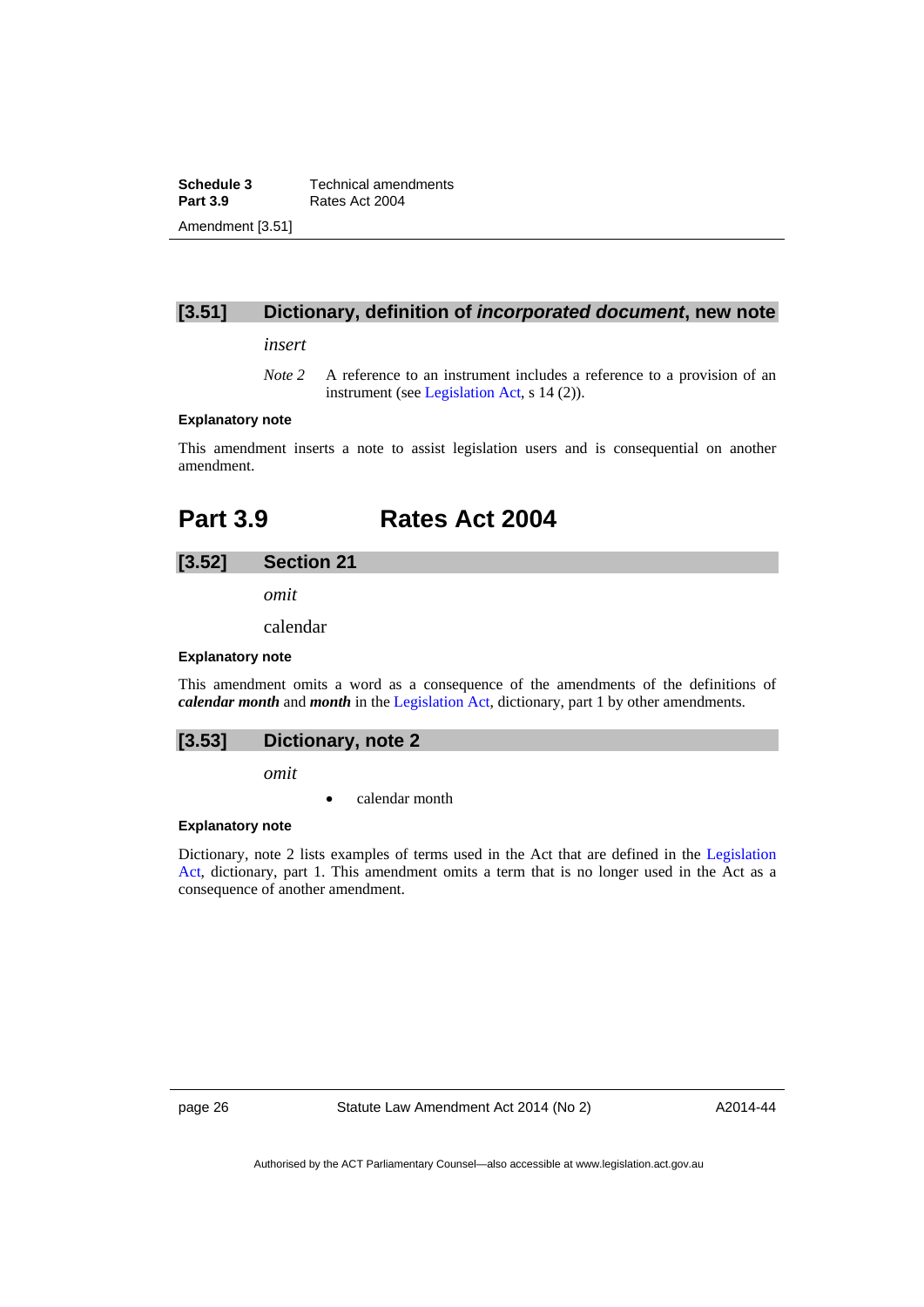### [3.51] Dictionary, definition of *incorporated document*, new note

*insert*

*Note 2* A reference to an instrument includes a reference to a provision of an instrument (see Legislation Act, s 14 (2)).

**Explanatory note**

This amendment inserts a note to assist legislation users and is consequential on another amendment.

## Part 3.9 Rates Act 2004

### [3.52] Section 21

*omit*

calendar

**Explanatory note**

This amendment omits a word as a consequence of the amendments of the definitions of ***calendar month*** and ***month*** in the Legislation Act, dictionary, part 1 by other amendments.

### [3.53] Dictionary, note 2

*omit*

- calendar month

**Explanatory note**

Dictionary, note 2 lists examples of terms used in the Act that are defined in the Legislation Act, dictionary, part 1. This amendment omits a term that is no longer used in the Act as a consequence of another amendment.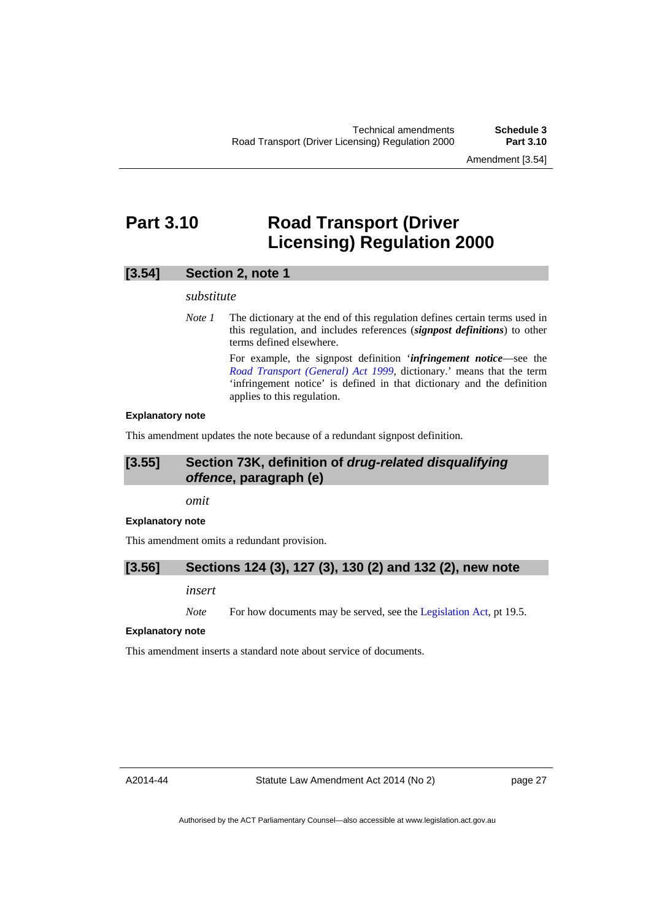# Part 3.10 Road Transport (Driver Licensing) Regulation 2000

## [3.54] Section 2, note 1

*substitute*

*Note 1* The dictionary at the end of this regulation defines certain terms used in this regulation, and includes references (***signpost definitions***) to other terms defined elsewhere.

For example, the signpost definition '***infringement notice***—see the *Road Transport (General) Act 1999*, dictionary.' means that the term 'infringement notice' is defined in that dictionary and the definition applies to this regulation.

**Explanatory note**

This amendment updates the note because of a redundant signpost definition.

## [3.55] Section 73K, definition of *drug-related disqualifying offence*, paragraph (e)

*omit*

**Explanatory note**

This amendment omits a redundant provision.

## [3.56] Sections 124 (3), 127 (3), 130 (2) and 132 (2), new note

*insert*

*Note* For how documents may be served, see the Legislation Act, pt 19.5.

**Explanatory note**

This amendment inserts a standard note about service of documents.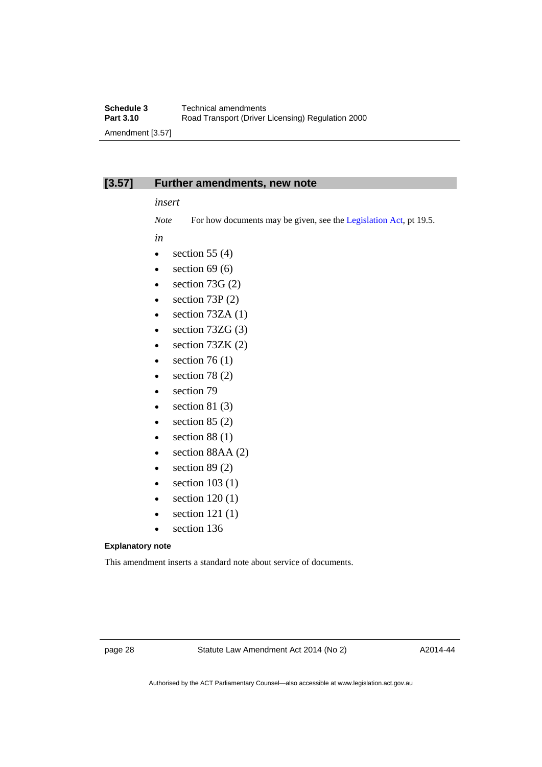## [3.57] Further amendments, new note

*insert*

*Note* For how documents may be given, see the Legislation Act, pt 19.5.

*in*

- section 55 (4)
- section 69 (6)
- section 73G (2)
- section 73P (2)
- section 73ZA (1)
- section 73ZG (3)
- section 73ZK (2)
- section 76 (1)
- section 78 (2)
- section 79
- section 81 (3)
- section 85 (2)
- section 88 (1)
- section 88AA (2)
- section 89 (2)
- section 103 (1)
- section 120 (1)
- section 121 (1)
- section 136

**Explanatory note**

This amendment inserts a standard note about service of documents.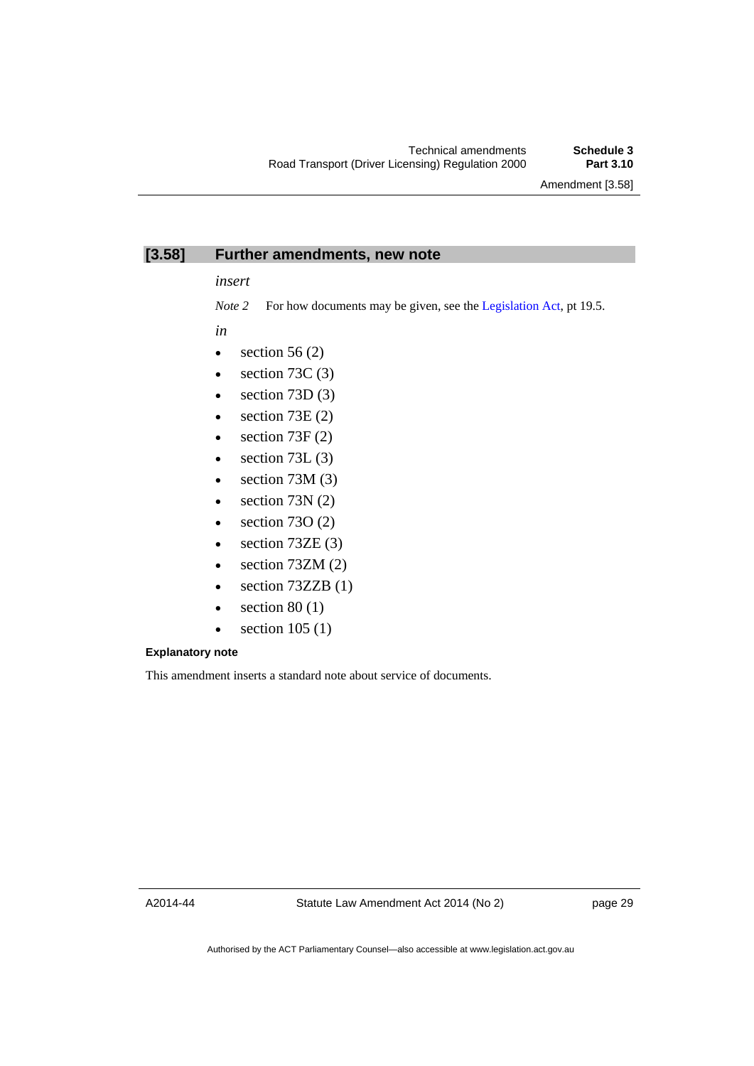## [3.58] Further amendments, new note

*insert*

*Note 2* For how documents may be given, see the Legislation Act, pt 19.5.

*in*

- section 56 (2)
- section 73C (3)
- section 73D (3)
- section 73E (2)
- section 73F (2)
- section 73L (3)
- section 73M (3)
- section 73N (2)
- section 73O (2)
- section 73ZE (3)
- section 73ZM (2)
- section 73ZZB (1)
- section 80 (1)
- section 105 (1)

**Explanatory note**

This amendment inserts a standard note about service of documents.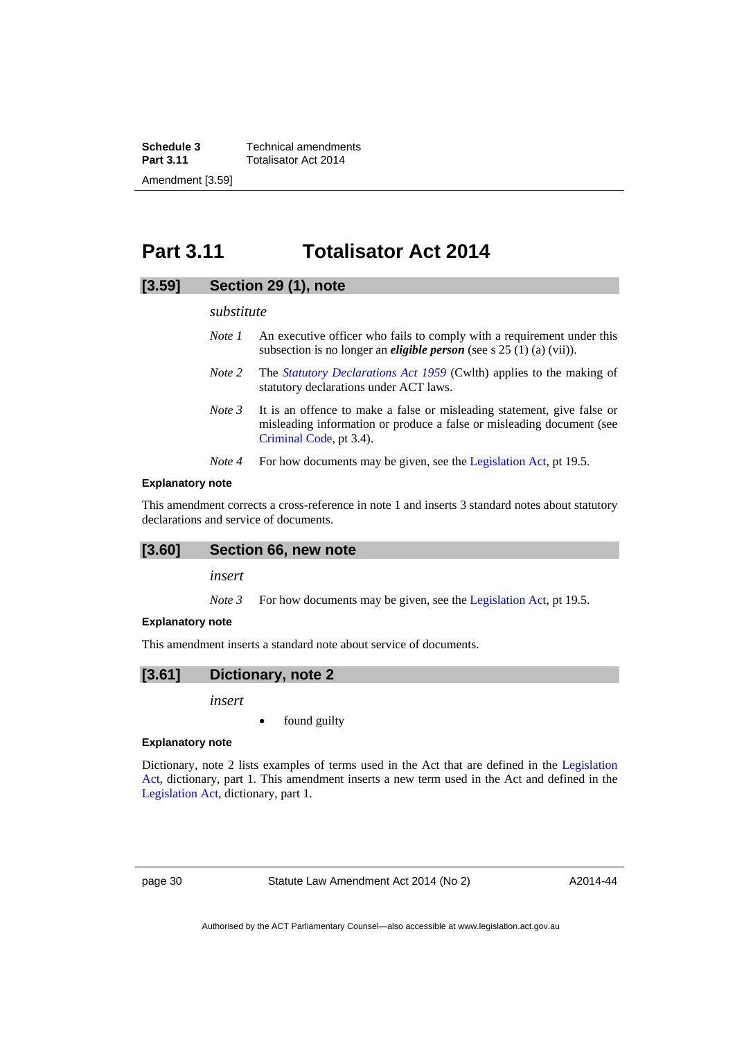# Part 3.11 Totalisator Act 2014

## [3.59] Section 29 (1), note

*substitute*

*Note 1* An executive officer who fails to comply with a requirement under this subsection is no longer an ***eligible person*** (see s 25 (1) (a) (vii)).

*Note 2* The *Statutory Declarations Act 1959* (Cwlth) applies to the making of statutory declarations under ACT laws.

*Note 3* It is an offence to make a false or misleading statement, give false or misleading information or produce a false or misleading document (see Criminal Code, pt 3.4).

*Note 4* For how documents may be given, see the Legislation Act, pt 19.5.

**Explanatory note**

This amendment corrects a cross-reference in note 1 and inserts 3 standard notes about statutory declarations and service of documents.

## [3.60] Section 66, new note

*insert*

*Note 3* For how documents may be given, see the Legislation Act, pt 19.5.

**Explanatory note**

This amendment inserts a standard note about service of documents.

## [3.61] Dictionary, note 2

*insert*

- found guilty

**Explanatory note**

Dictionary, note 2 lists examples of terms used in the Act that are defined in the Legislation Act, dictionary, part 1. This amendment inserts a new term used in the Act and defined in the Legislation Act, dictionary, part 1.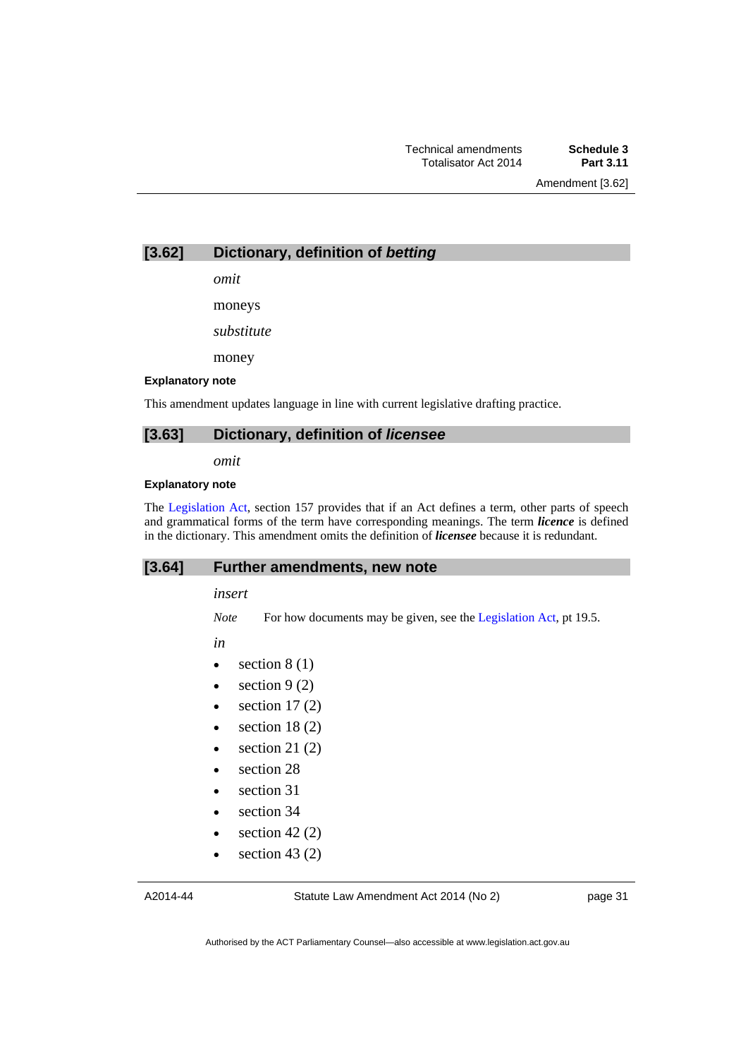## [3.62] Dictionary, definition of *betting*

*omit*

moneys

*substitute*

money

**Explanatory note**

This amendment updates language in line with current legislative drafting practice.

## [3.63] Dictionary, definition of *licensee*

*omit*

**Explanatory note**

The Legislation Act, section 157 provides that if an Act defines a term, other parts of speech and grammatical forms of the term have corresponding meanings. The term ***licence*** is defined in the dictionary. This amendment omits the definition of ***licensee*** because it is redundant.

## [3.64] Further amendments, new note

*insert*

*Note* For how documents may be given, see the Legislation Act, pt 19.5.

*in*

- section 8 (1)
- section 9 (2)
- section 17 (2)
- section 18 (2)
- section 21 (2)
- section 28
- section 31
- section 34
- section 42 (2)
- section 43 (2)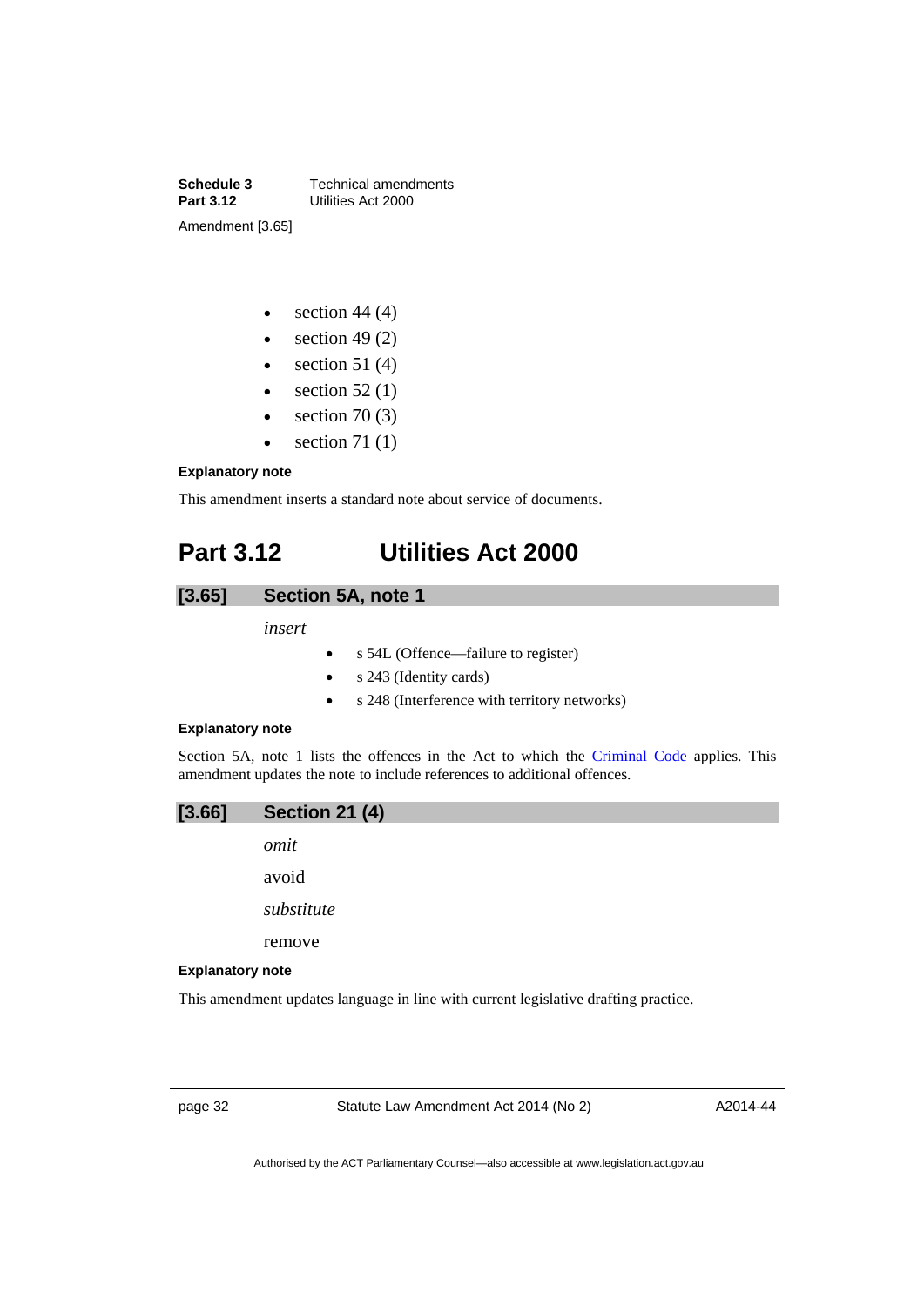- section 44 (4)
- section 49 (2)
- section 51 (4)
- section 52 (1)
- section 70 (3)
- section 71 (1)

**Explanatory note**

This amendment inserts a standard note about service of documents.

# Part 3.12 Utilities Act 2000

## [3.65] Section 5A, note 1

*insert*

- s 54L (Offence—failure to register)
- s 243 (Identity cards)
- s 248 (Interference with territory networks)

**Explanatory note**

Section 5A, note 1 lists the offences in the Act to which the Criminal Code applies. This amendment updates the note to include references to additional offences.

## [3.66] Section 21 (4)

*omit*

avoid

*substitute*

remove

**Explanatory note**

This amendment updates language in line with current legislative drafting practice.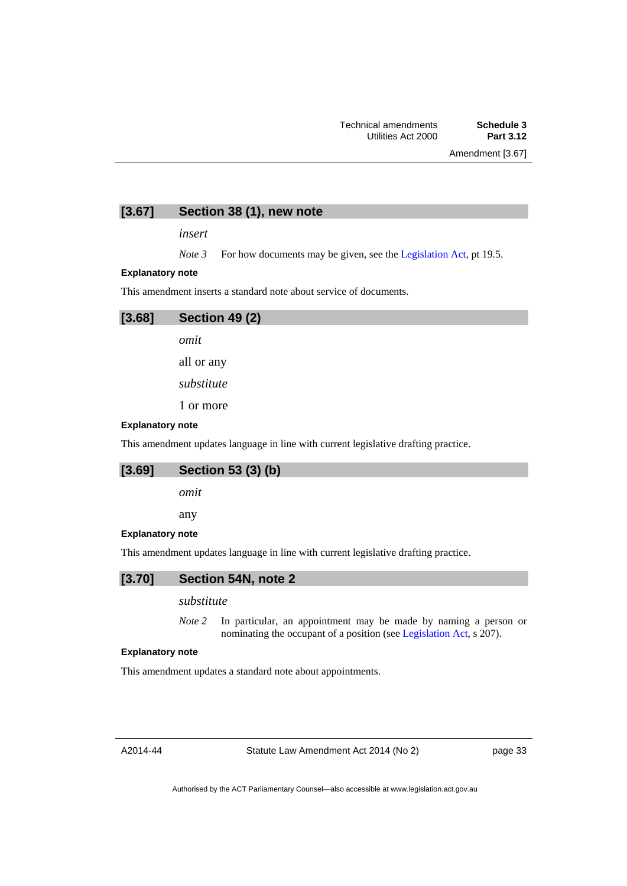## [3.67] Section 38 (1), new note

*insert*

*Note 3* For how documents may be given, see the Legislation Act, pt 19.5.

**Explanatory note**

This amendment inserts a standard note about service of documents.

## [3.68] Section 49 (2)

*omit*

all or any

*substitute*

1 or more

**Explanatory note**

This amendment updates language in line with current legislative drafting practice.

## [3.69] Section 53 (3) (b)

*omit*

any

**Explanatory note**

This amendment updates language in line with current legislative drafting practice.

## [3.70] Section 54N, note 2

*substitute*

*Note 2* In particular, an appointment may be made by naming a person or nominating the occupant of a position (see Legislation Act, s 207).

**Explanatory note**

This amendment updates a standard note about appointments.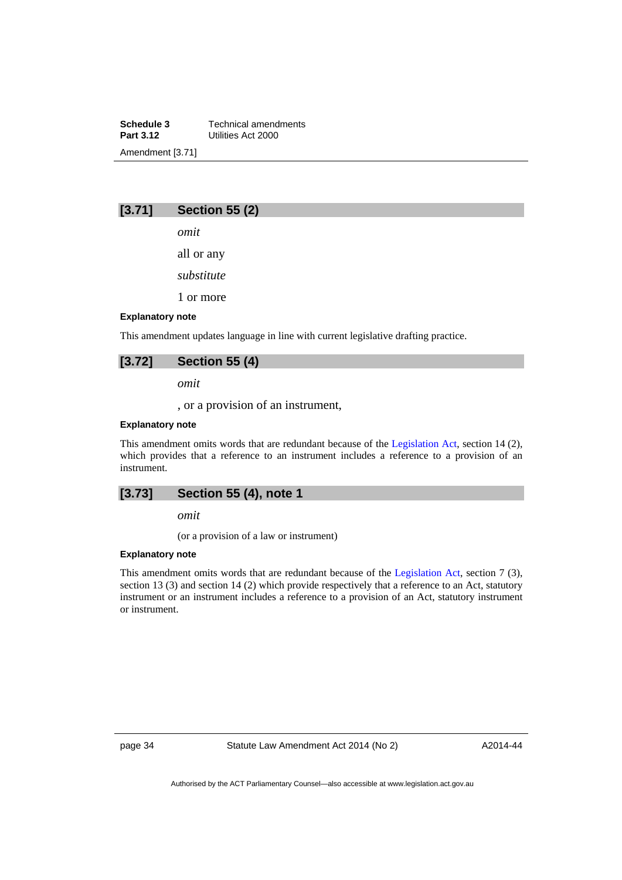## [3.71] Section 55 (2)

*omit*

all or any

*substitute*

1 or more

**Explanatory note**

This amendment updates language in line with current legislative drafting practice.

## [3.72] Section 55 (4)

*omit*

, or a provision of an instrument,

**Explanatory note**

This amendment omits words that are redundant because of the Legislation Act, section 14 (2), which provides that a reference to an instrument includes a reference to a provision of an instrument.

## [3.73] Section 55 (4), note 1

*omit*

(or a provision of a law or instrument)

**Explanatory note**

This amendment omits words that are redundant because of the Legislation Act, section 7 (3), section 13 (3) and section 14 (2) which provide respectively that a reference to an Act, statutory instrument or an instrument includes a reference to a provision of an Act, statutory instrument or instrument.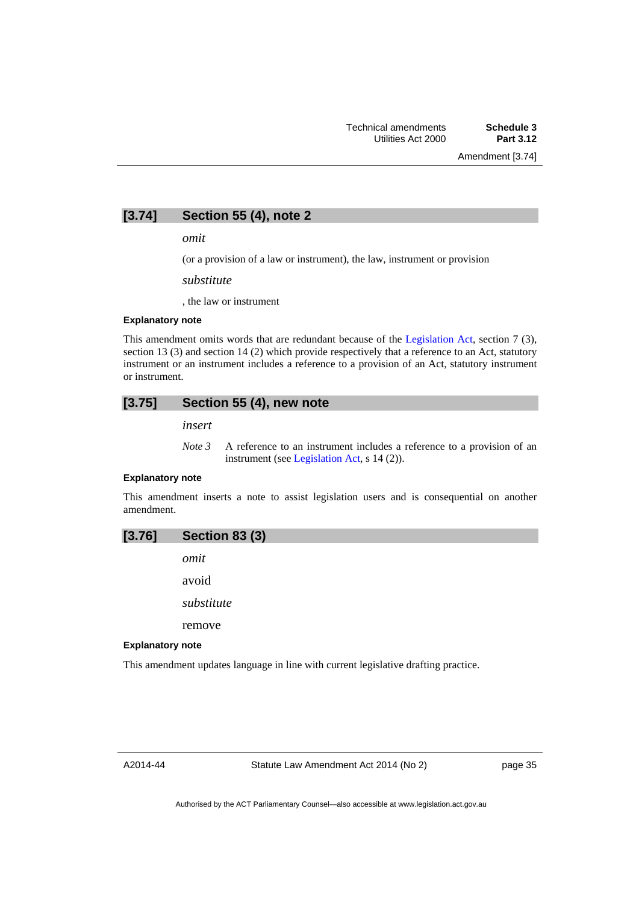## [3.74] Section 55 (4), note 2

*omit*

(or a provision of a law or instrument), the law, instrument or provision

*substitute*

, the law or instrument

**Explanatory note**

This amendment omits words that are redundant because of the Legislation Act, section 7 (3), section 13 (3) and section 14 (2) which provide respectively that a reference to an Act, statutory instrument or an instrument includes a reference to a provision of an Act, statutory instrument or instrument.

## [3.75] Section 55 (4), new note

*insert*

*Note 3* A reference to an instrument includes a reference to a provision of an instrument (see Legislation Act, s 14 (2)).

**Explanatory note**

This amendment inserts a note to assist legislation users and is consequential on another amendment.

## [3.76] Section 83 (3)

*omit*

avoid

*substitute*

remove

**Explanatory note**

This amendment updates language in line with current legislative drafting practice.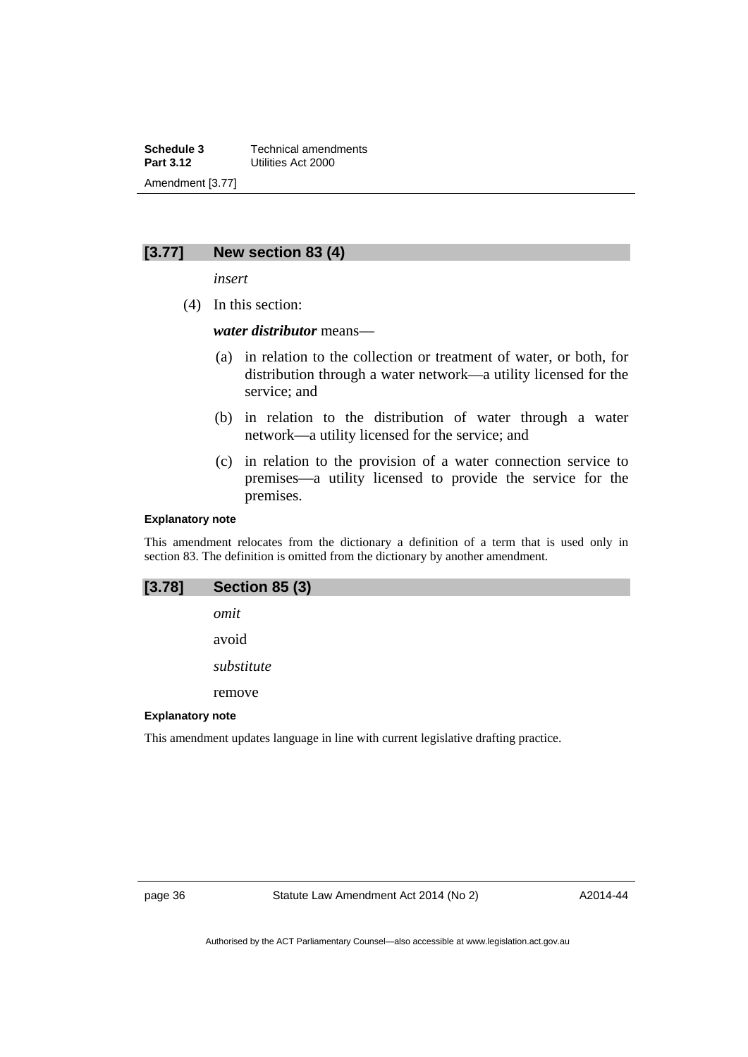## [3.77] New section 83 (4)

*insert*

(4) In this section:

***water distributor*** means—

(a) in relation to the collection or treatment of water, or both, for distribution through a water network—a utility licensed for the service; and

(b) in relation to the distribution of water through a water network—a utility licensed for the service; and

(c) in relation to the provision of a water connection service to premises—a utility licensed to provide the service for the premises.

**Explanatory note**

This amendment relocates from the dictionary a definition of a term that is used only in section 83. The definition is omitted from the dictionary by another amendment.

## [3.78] Section 85 (3)

*omit*

avoid

*substitute*

remove

**Explanatory note**

This amendment updates language in line with current legislative drafting practice.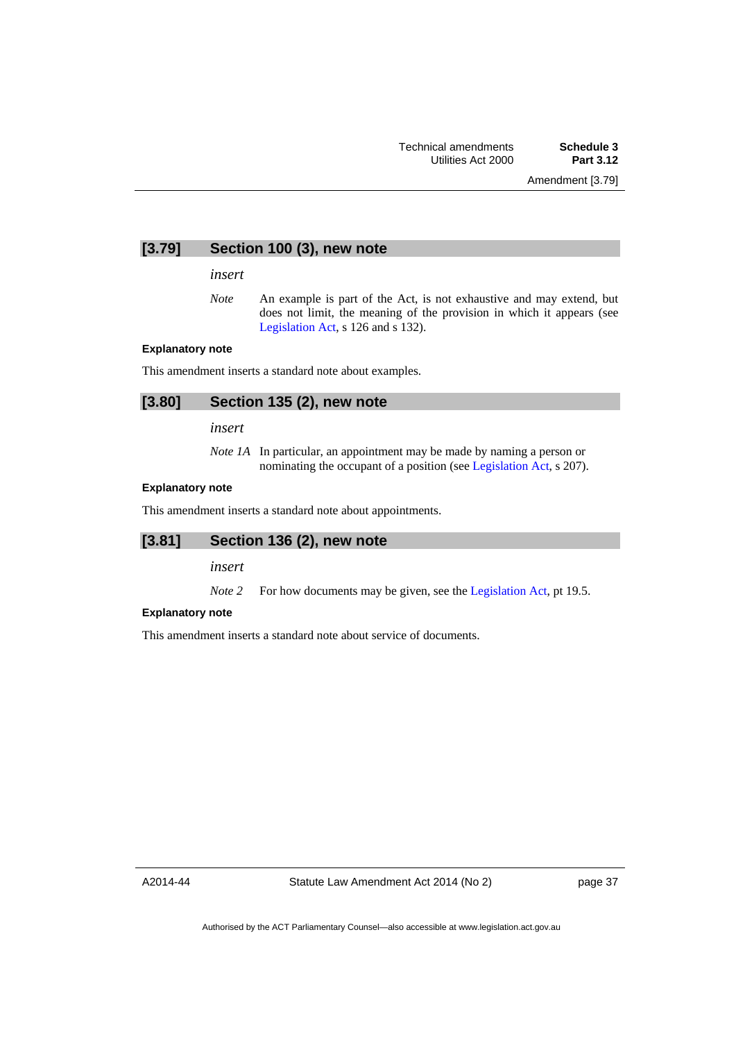## [3.79] Section 100 (3), new note

*insert*

*Note* An example is part of the Act, is not exhaustive and may extend, but does not limit, the meaning of the provision in which it appears (see Legislation Act, s 126 and s 132).

**Explanatory note**

This amendment inserts a standard note about examples.

## [3.80] Section 135 (2), new note

*insert*

*Note 1A* In particular, an appointment may be made by naming a person or nominating the occupant of a position (see Legislation Act, s 207).

**Explanatory note**

This amendment inserts a standard note about appointments.

## [3.81] Section 136 (2), new note

*insert*

*Note 2* For how documents may be given, see the Legislation Act, pt 19.5.

**Explanatory note**

This amendment inserts a standard note about service of documents.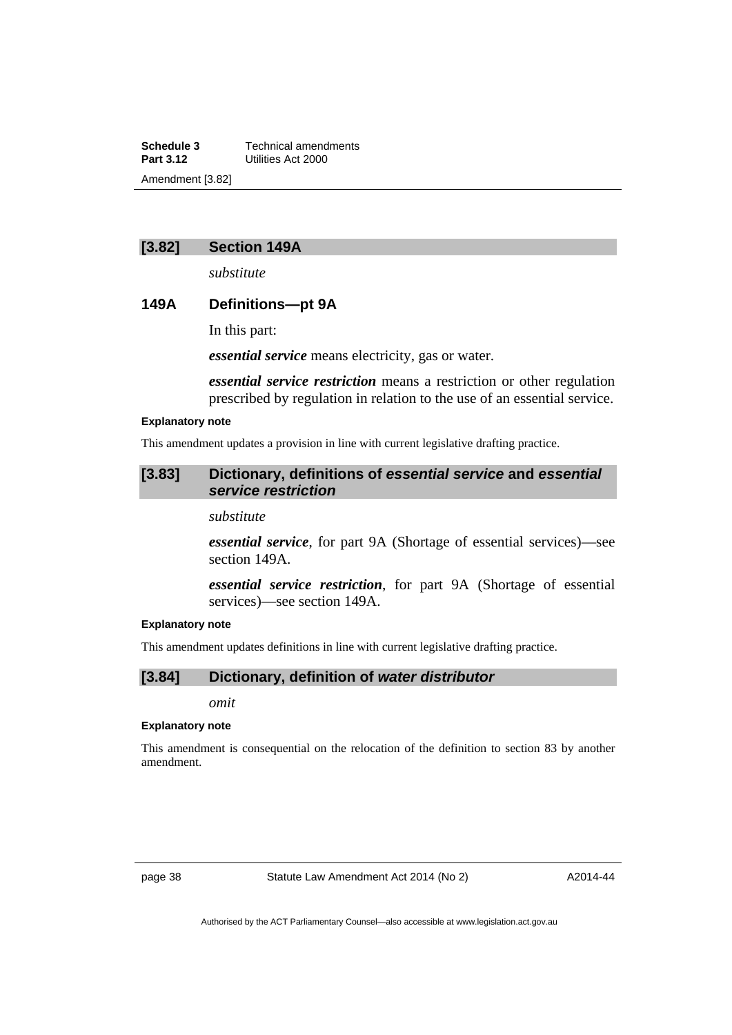## [3.82] Section 149A

*substitute*

### 149A Definitions—pt 9A

In this part:

***essential service*** means electricity, gas or water.

***essential service restriction*** means a restriction or other regulation prescribed by regulation in relation to the use of an essential service.

**Explanatory note**

This amendment updates a provision in line with current legislative drafting practice.

## [3.83] Dictionary, definitions of *essential service* and *essential service restriction*

*substitute*

***essential service***, for part 9A (Shortage of essential services)—see section 149A.

***essential service restriction***, for part 9A (Shortage of essential services)—see section 149A.

**Explanatory note**

This amendment updates definitions in line with current legislative drafting practice.

## [3.84] Dictionary, definition of *water distributor*

*omit*

**Explanatory note**

This amendment is consequential on the relocation of the definition to section 83 by another amendment.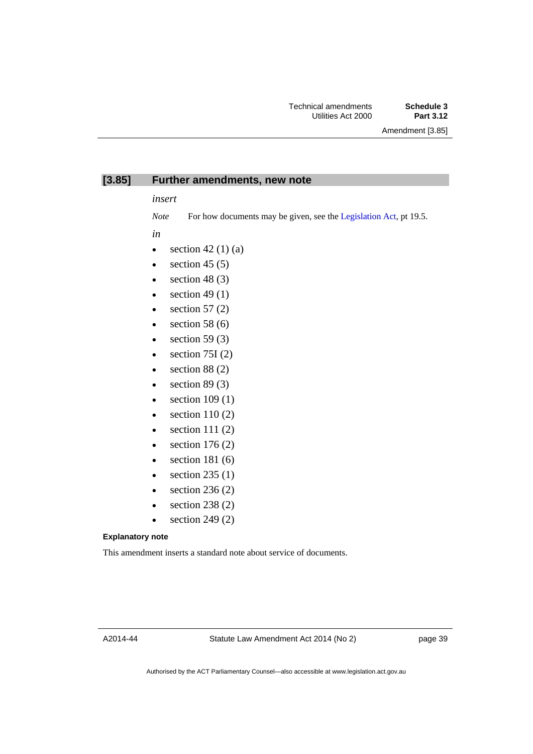## [3.85] Further amendments, new note

*insert*

*Note* For how documents may be given, see the Legislation Act, pt 19.5.

*in*

- section 42 (1) (a)
- section 45 (5)
- section 48 (3)
- section 49 (1)
- section 57 (2)
- section 58 (6)
- section 59 (3)
- section 75I (2)
- section 88 (2)
- section 89 (3)
- section 109 (1)
- section 110 (2)
- section 111 (2)
- section 176 (2)
- section 181 (6)
- section 235 (1)
- section 236 (2)
- section 238 (2)
- section 249 (2)

**Explanatory note**

This amendment inserts a standard note about service of documents.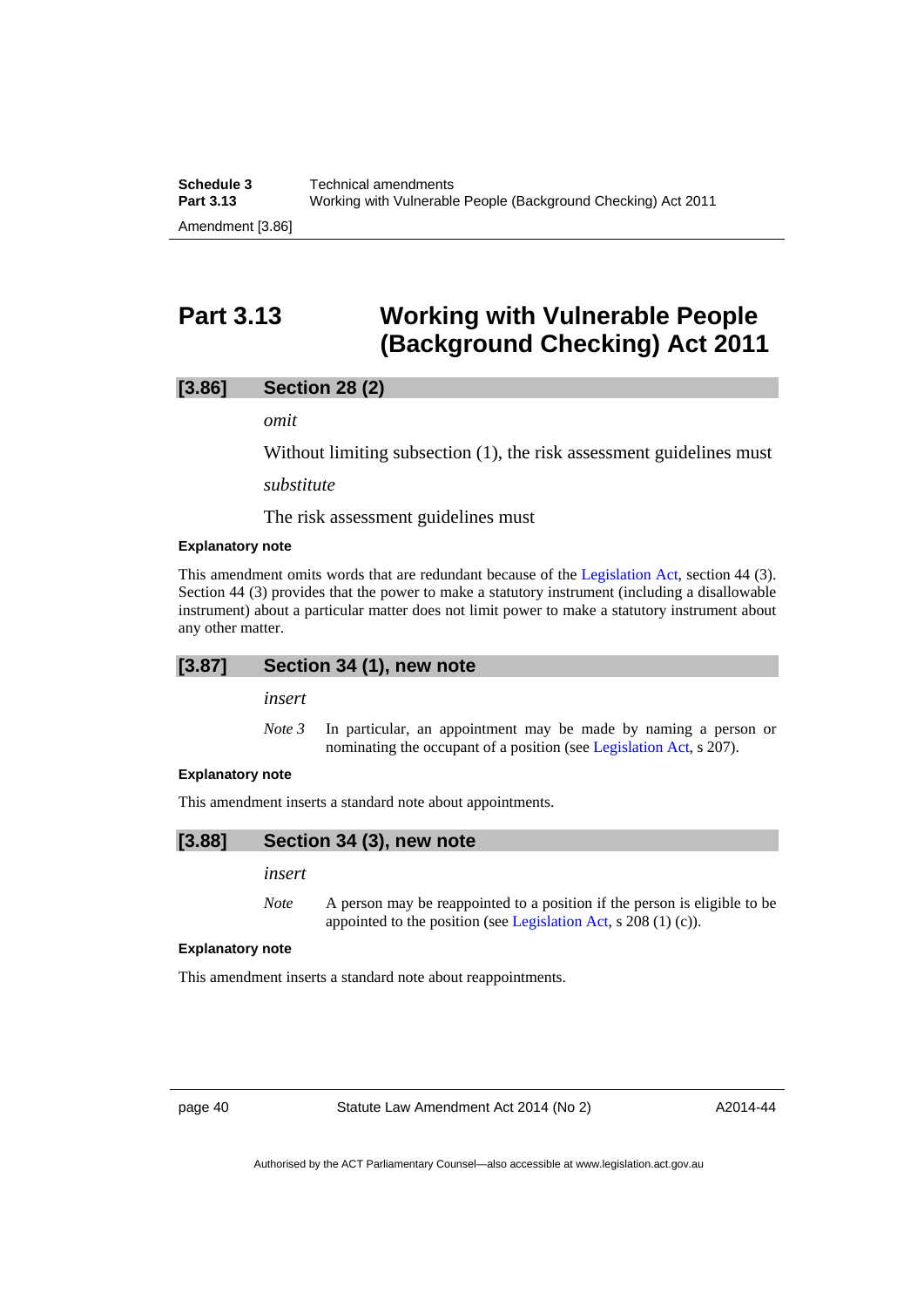# Part 3.13 Working with Vulnerable People (Background Checking) Act 2011

## [3.86] Section 28 (2)

*omit*

Without limiting subsection (1), the risk assessment guidelines must

*substitute*

The risk assessment guidelines must

**Explanatory note**

This amendment omits words that are redundant because of the Legislation Act, section 44 (3). Section 44 (3) provides that the power to make a statutory instrument (including a disallowable instrument) about a particular matter does not limit power to make a statutory instrument about any other matter.

## [3.87] Section 34 (1), new note

*insert*

*Note 3* In particular, an appointment may be made by naming a person or nominating the occupant of a position (see Legislation Act, s 207).

**Explanatory note**

This amendment inserts a standard note about appointments.

## [3.88] Section 34 (3), new note

*insert*

*Note* A person may be reappointed to a position if the person is eligible to be appointed to the position (see Legislation Act, s 208 (1) (c)).

**Explanatory note**

This amendment inserts a standard note about reappointments.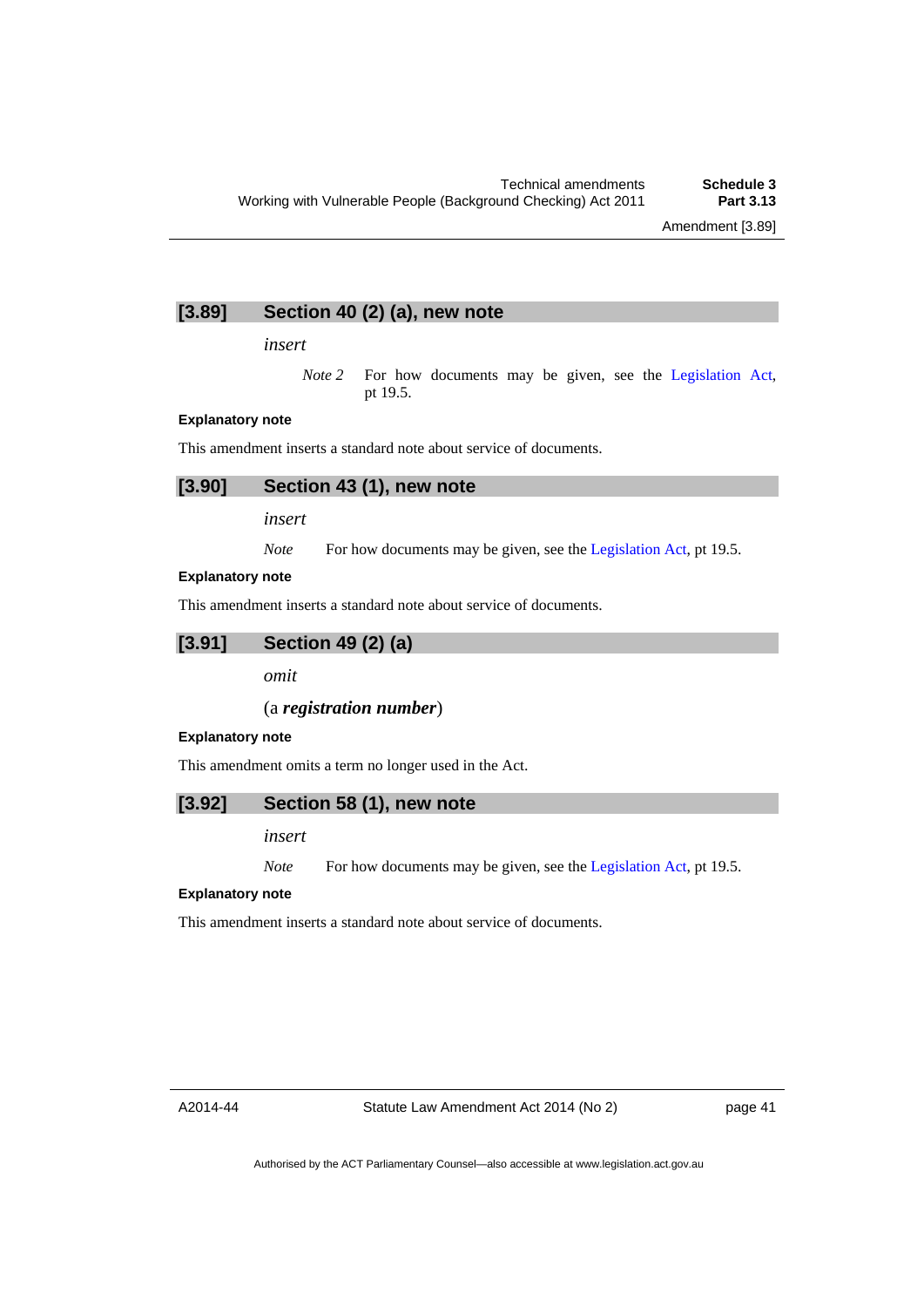## [3.89] Section 40 (2) (a), new note

*insert*

> *Note 2* For how documents may be given, see the Legislation Act, pt 19.5.

**Explanatory note**

This amendment inserts a standard note about service of documents.

## [3.90] Section 43 (1), new note

*insert*

> *Note* For how documents may be given, see the Legislation Act, pt 19.5.

**Explanatory note**

This amendment inserts a standard note about service of documents.

## [3.91] Section 49 (2) (a)

*omit*

(a ***registration number***)

**Explanatory note**

This amendment omits a term no longer used in the Act.

## [3.92] Section 58 (1), new note

*insert*

> *Note* For how documents may be given, see the Legislation Act, pt 19.5.

**Explanatory note**

This amendment inserts a standard note about service of documents.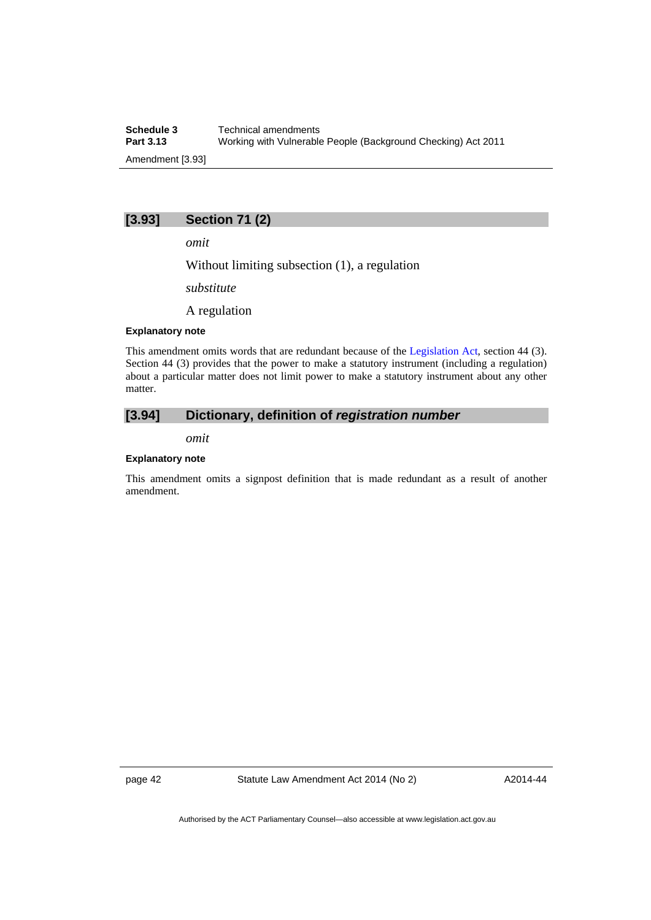## [3.93] Section 71 (2)

*omit*

Without limiting subsection (1), a regulation

*substitute*

A regulation

**Explanatory note**

This amendment omits words that are redundant because of the Legislation Act, section 44 (3). Section 44 (3) provides that the power to make a statutory instrument (including a regulation) about a particular matter does not limit power to make a statutory instrument about any other matter.

## [3.94] Dictionary, definition of *registration number*

*omit*

**Explanatory note**

This amendment omits a signpost definition that is made redundant as a result of another amendment.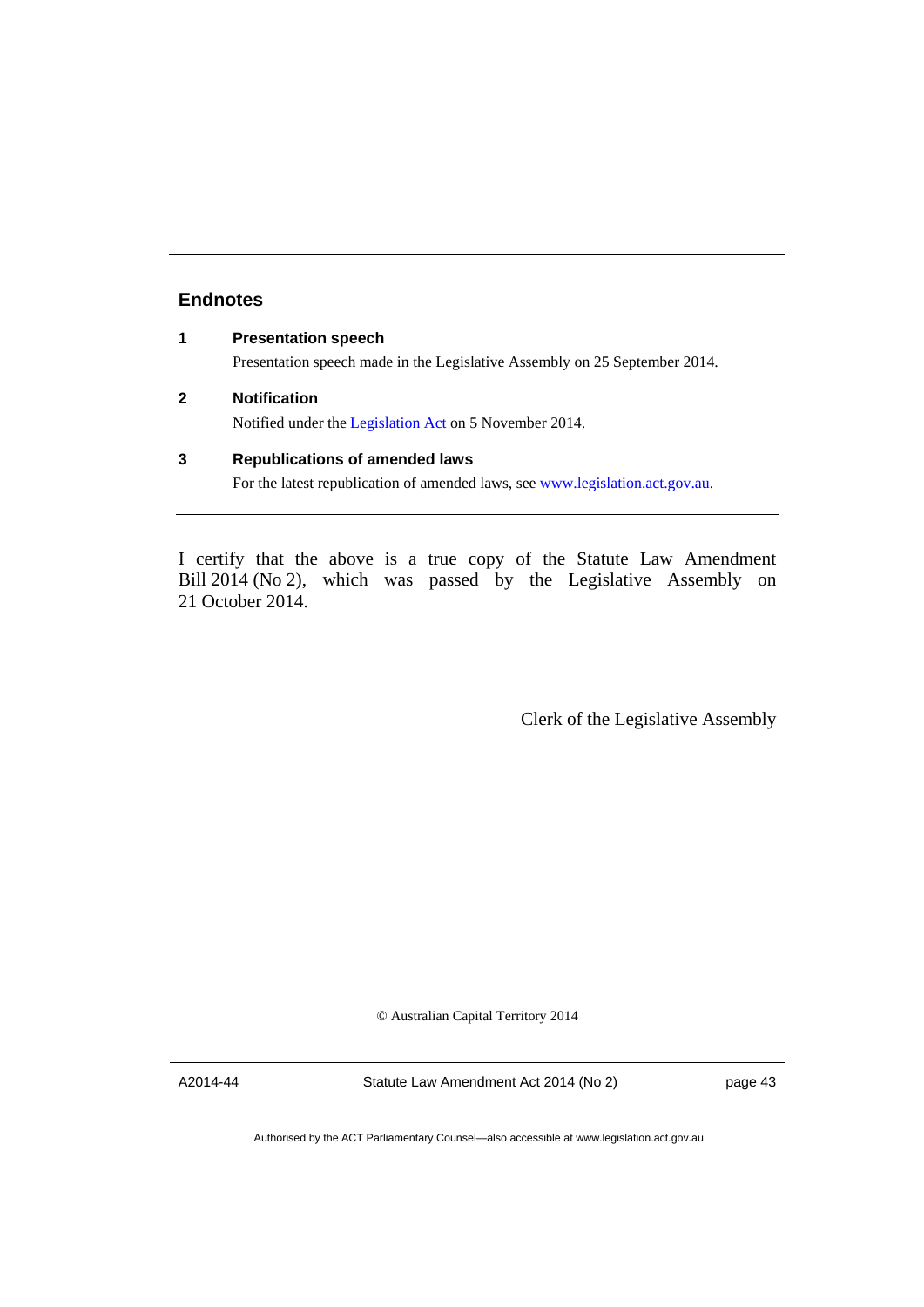## Endnotes

**1 Presentation speech**

Presentation speech made in the Legislative Assembly on 25 September 2014.

**2 Notification**

Notified under the Legislation Act on 5 November 2014.

**3 Republications of amended laws**

For the latest republication of amended laws, see www.legislation.act.gov.au.

I certify that the above is a true copy of the Statute Law Amendment Bill 2014 (No 2), which was passed by the Legislative Assembly on 21 October 2014.

Clerk of the Legislative Assembly

© Australian Capital Territory 2014